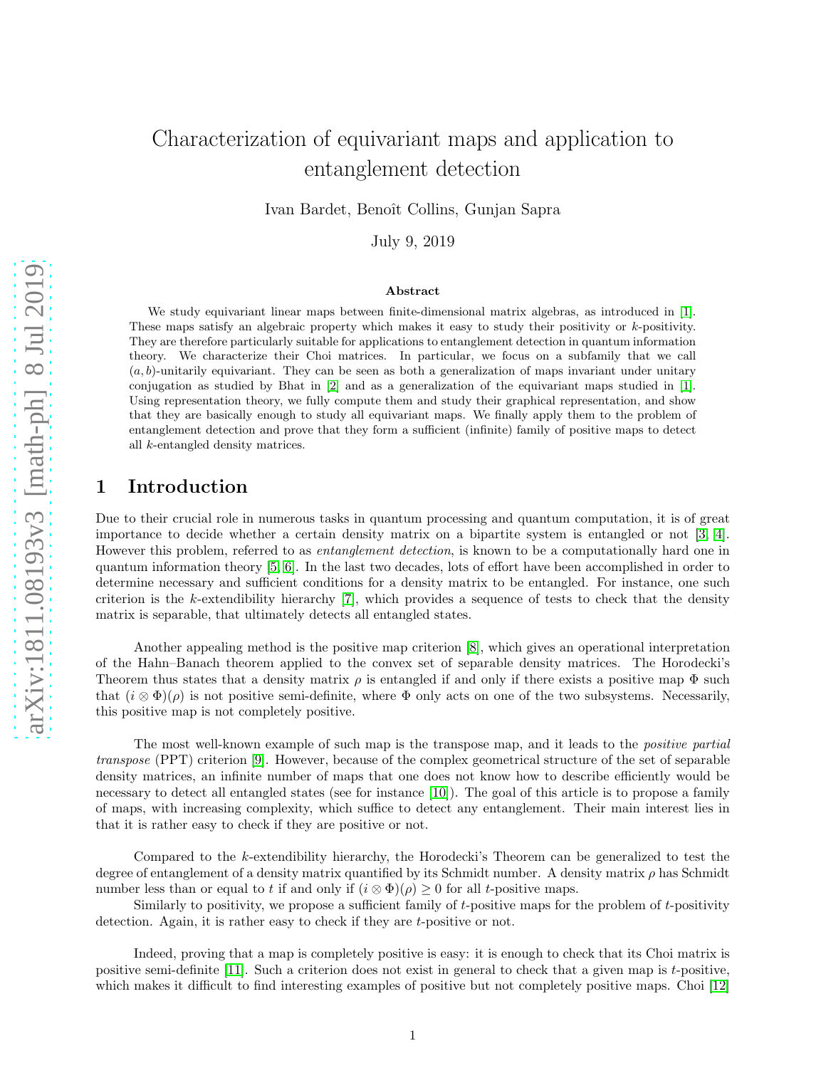# Characterization of equivariant maps and application to entanglement detection

Ivan Bardet, Benoît Collins, Gunjan Sapra

July 9, 2019

### Abstract

We study equivariant linear maps between finite-dimensional matrix algebras, as introduced in [1]. These maps satisfy an algebraic property which makes it easy to study their positivity or $k$-positivity. They are therefore particularly suitable for applications to entanglement detection in quantum information theory. We characterize their Choi matrices. In particular, we focus on a subfamily that we call $(a, b)$-unitarily equivariant. They can be seen as both a generalization of maps invariant under unitary conjugation as studied by Bhat in [2] and as a generalization of the equivariant maps studied in [1]. Using representation theory, we fully compute them and study their graphical representation, and show that they are basically enough to study all equivariant maps. We finally apply them to the problem of entanglement detection and prove that they form a sufficient (infinite) family of positive maps to detect all $k$-entangled density matrices.

## 1 Introduction

Due to their crucial role in numerous tasks in quantum processing and quantum computation, it is of great importance to decide whether a certain density matrix on a bipartite system is entangled or not [3, 4]. However this problem, referred to as *entanglement detection*, is known to be a computationally hard one in quantum information theory [5, 6]. In the last two decades, lots of effort have been accomplished in order to determine necessary and sufficient conditions for a density matrix to be entangled. For instance, one such criterion is the $k$-extendibility hierarchy [7], which provides a sequence of tests to check that the density matrix is separable, that ultimately detects all entangled states.

Another appealing method is the positive map criterion [8], which gives an operational interpretation of the Hahn–Banach theorem applied to the convex set of separable density matrices. The Horodecki's Theorem thus states that a density matrix $\rho$ is entangled if and only if there exists a positive map $\Phi$ such that $(i \otimes \Phi)(\rho)$ is not positive semi-definite, where $\Phi$ only acts on one of the two subsystems. Necessarily, this positive map is not completely positive.

The most well-known example of such map is the transpose map, and it leads to the *positive partial transpose* (PPT) criterion [9]. However, because of the complex geometrical structure of the set of separable density matrices, an infinite number of maps that one does not know how to describe efficiently would be necessary to detect all entangled states (see for instance [10]). The goal of this article is to propose a family of maps, with increasing complexity, which suffice to detect any entanglement. Their main interest lies in that it is rather easy to check if they are positive or not.

Compared to the $k$-extendibility hierarchy, the Horodecki's Theorem can be generalized to test the degree of entanglement of a density matrix quantified by its Schmidt number. A density matrix $\rho$ has Schmidt number less than or equal to $t$ if and only if $(i \otimes \Phi)(\rho) \geq 0$ for all $t$-positive maps.

Similarly to positivity, we propose a sufficient family of $t$-positive maps for the problem of $t$-positivity detection. Again, it is rather easy to check if they are $t$-positive or not.

Indeed, proving that a map is completely positive is easy: it is enough to check that its Choi matrix is positive semi-definite [11]. Such a criterion does not exist in general to check that a given map is $t$-positive, which makes it difficult to find interesting examples of positive but not completely positive maps. Choi [12]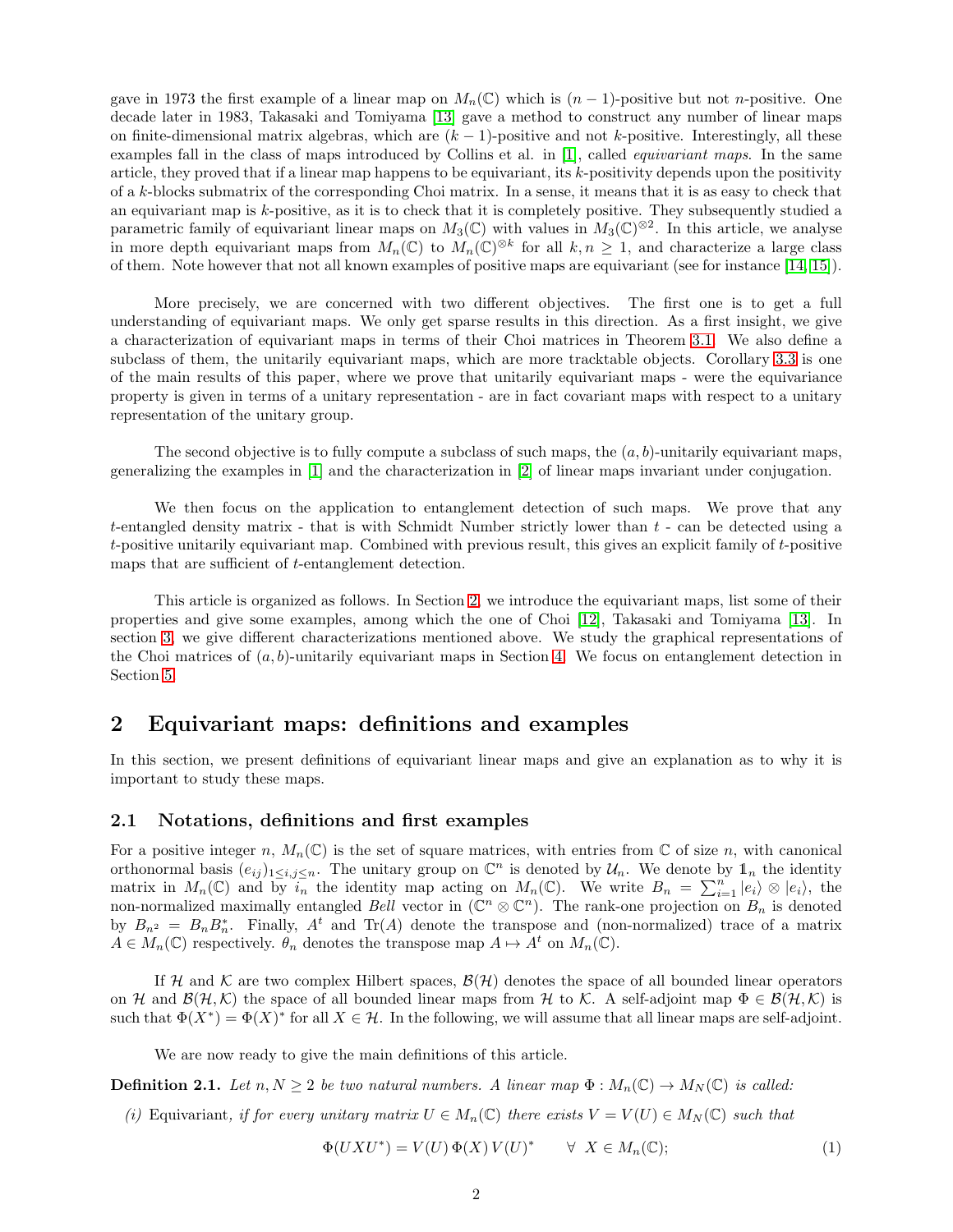gave in 1973 the first example of a linear map on $M_n(\mathbb{C})$ which is $(n-1)$-positive but not $n$-positive. One decade later in 1983, Takasaki and Tomiyama [13] gave a method to construct any number of linear maps on finite-dimensional matrix algebras, which are $(k-1)$-positive and not $k$-positive. Interestingly, all these examples fall in the class of maps introduced by Collins et al. in [1], called *equivariant maps*. In the same article, they proved that if a linear map happens to be equivariant, its $k$-positivity depends upon the positivity of a $k$-blocks submatrix of the corresponding Choi matrix. In a sense, it means that it is as easy to check that an equivariant map is $k$-positive, as it is to check that it is completely positive. They subsequently studied a parametric family of equivariant linear maps on $M_3(\mathbb{C})$ with values in $M_3(\mathbb{C})^{\otimes 2}$. In this article, we analyse in more depth equivariant maps from $M_n(\mathbb{C})$ to $M_n(\mathbb{C})^{\otimes k}$ for all $k, n \geq 1$, and characterize a large class of them. Note however that not all known examples of positive maps are equivariant (see for instance [14, 15]).

More precisely, we are concerned with two different objectives. The first one is to get a full understanding of equivariant maps. We only get sparse results in this direction. As a first insight, we give a characterization of equivariant maps in terms of their Choi matrices in Theorem 3.1. We also define a subclass of them, the unitarily equivariant maps, which are more tracktable objects. Corollary 3.3 is one of the main results of this paper, where we prove that unitarily equivariant maps - were the equivariance property is given in terms of a unitary representation - are in fact covariant maps with respect to a unitary representation of the unitary group.

The second objective is to fully compute a subclass of such maps, the $(a, b)$-unitarily equivariant maps, generalizing the examples in [1] and the characterization in [2] of linear maps invariant under conjugation.

We then focus on the application to entanglement detection of such maps. We prove that any $t$-entangled density matrix - that is with Schmidt Number strictly lower than $t$ - can be detected using a $t$-positive unitarily equivariant map. Combined with previous result, this gives an explicit family of $t$-positive maps that are sufficient of $t$-entanglement detection.

This article is organized as follows. In Section 2, we introduce the equivariant maps, list some of their properties and give some examples, among which the one of Choi [12], Takasaki and Tomiyama [13]. In section 3, we give different characterizations mentioned above. We study the graphical representations of the Choi matrices of $(a, b)$-unitarily equivariant maps in Section 4. We focus on entanglement detection in Section 5.

## 2 Equivariant maps: definitions and examples

In this section, we present definitions of equivariant linear maps and give an explanation as to why it is important to study these maps.

### 2.1 Notations, definitions and first examples

For a positive integer $n$, $M_n(\mathbb{C})$ is the set of square matrices, with entries from $\mathbb{C}$ of size $n$, with canonical orthonormal basis $(e_{ij})_{1 \leq i,j \leq n}$. The unitary group on $\mathbb{C}^n$ is denoted by $\mathcal{U}_n$. We denote by $\mathbb{1}_n$ the identity matrix in $M_n(\mathbb{C})$ and by $i_n$ the identity map acting on $M_n(\mathbb{C})$. We write $B_n = \sum_{i=1}^n |e_i\rangle \otimes |e_i\rangle$, the non-normalized maximally entangled *Bell* vector in $(\mathbb{C}^n \otimes \mathbb{C}^n)$. The rank-one projection on $B_n$ is denoted by $B_{n^2} = B_n B_n^*$. Finally, $A^t$ and $\mathrm{Tr}(A)$ denote the transpose and (non-normalized) trace of a matrix $A \in M_n(\mathbb{C})$ respectively. $\theta_n$ denotes the transpose map $A \mapsto A^t$ on $M_n(\mathbb{C})$.

If $\mathcal{H}$ and $\mathcal{K}$ are two complex Hilbert spaces, $\mathcal{B}(\mathcal{H})$ denotes the space of all bounded linear operators on $\mathcal{H}$ and $\mathcal{B}(\mathcal{H}, \mathcal{K})$ the space of all bounded linear maps from $\mathcal{H}$ to $\mathcal{K}$. A self-adjoint map $\Phi \in \mathcal{B}(\mathcal{H}, \mathcal{K})$ is such that $\Phi(X^*) = \Phi(X)^*$ for all $X \in \mathcal{H}$. In the following, we will assume that all linear maps are self-adjoint.

We are now ready to give the main definitions of this article.

**Definition 2.1.** *Let $n, N \geq 2$ be two natural numbers. A linear map $\Phi : M_n(\mathbb{C}) \to M_N(\mathbb{C})$ is called:*

*(i)* Equivariant, *if for every unitary matrix $U \in M_n(\mathbb{C})$ there exists $V = V(U) \in M_N(\mathbb{C})$ such that*

$$\Phi(UXU^*) = V(U)\,\Phi(X)\,V(U)^* \qquad \forall\ X \in M_n(\mathbb{C}); \tag{1}$$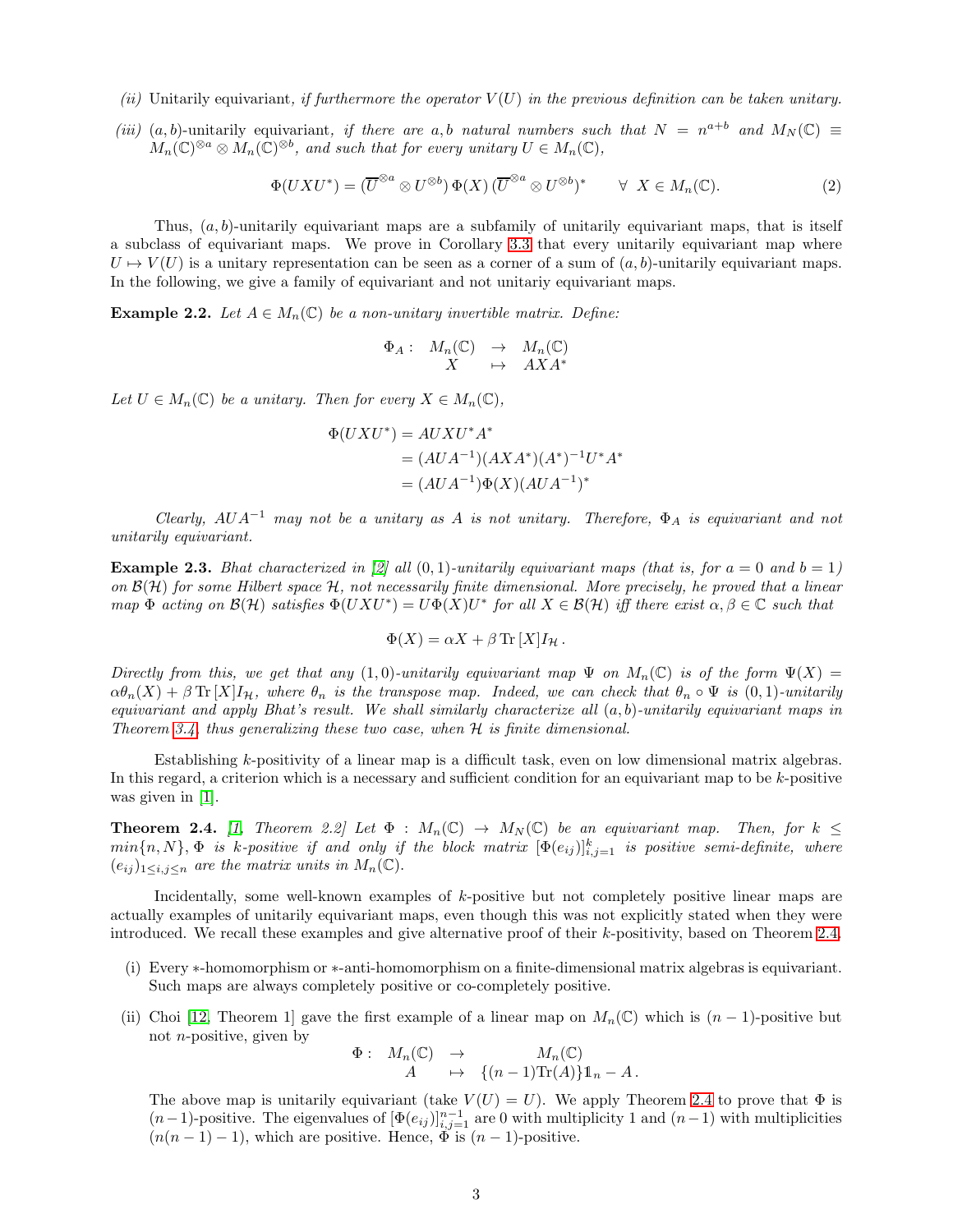*(ii)* Unitarily equivariant*, if furthermore the operator $V(U)$ in the previous definition can be taken unitary.*

*(iii)* $(a, b)$-unitarily equivariant*, if there are $a, b$ natural numbers such that $N = n^{a+b}$ and $M_N(\mathbb{C}) \equiv M_n(\mathbb{C})^{\otimes a} \otimes M_n(\mathbb{C})^{\otimes b}$, and such that for every unitary $U \in M_n(\mathbb{C})$,*

$$\Phi(UXU^*) = (\overline{U}^{\otimes a} \otimes U^{\otimes b})\, \Phi(X)\, (\overline{U}^{\otimes a} \otimes U^{\otimes b})^* \qquad \forall\ X \in M_n(\mathbb{C}). \tag{2}$$

Thus, $(a, b)$-unitarily equivariant maps are a subfamily of unitarily equivariant maps, that is itself a subclass of equivariant maps. We prove in Corollary 3.3 that every unitarily equivariant map where $U \mapsto V(U)$ is a unitary representation can be seen as a corner of a sum of $(a, b)$-unitarily equivariant maps. In the following, we give a family of equivariant and not unitariy equivariant maps.

**Example 2.2.** *Let $A \in M_n(\mathbb{C})$ be a non-unitary invertible matrix. Define:*

$$\begin{array}{cccc} \Phi_A : & M_n(\mathbb{C}) & \to & M_n(\mathbb{C}) \\ & X & \mapsto & AXA^* \end{array}$$

*Let $U \in M_n(\mathbb{C})$ be a unitary. Then for every $X \in M_n(\mathbb{C})$,*

$$\begin{aligned} \Phi(UXU^*) &= AUXU^*A^* \\ &= (AUA^{-1})(AXA^*)(A^*)^{-1}U^*A^* \\ &= (AUA^{-1})\Phi(X)(AUA^{-1})^* \end{aligned}$$

*Clearly, $AUA^{-1}$ may not be a unitary as $A$ is not unitary. Therefore, $\Phi_A$ is equivariant and not unitarily equivariant.*

**Example 2.3.** *Bhat characterized in [2] all $(0, 1)$-unitarily equivariant maps (that is, for $a = 0$ and $b = 1$) on $\mathcal{B}(\mathcal{H})$ for some Hilbert space $\mathcal{H}$, not necessarily finite dimensional. More precisely, he proved that a linear map $\Phi$ acting on $\mathcal{B}(\mathcal{H})$ satisfies $\Phi(UXU^*) = U\Phi(X)U^*$ for all $X \in \mathcal{B}(\mathcal{H})$ iff there exist $\alpha, \beta \in \mathbb{C}$ such that*

$$\Phi(X) = \alpha X + \beta \operatorname{Tr}[X] I_{\mathcal{H}}\,.$$

*Directly from this, we get that any $(1, 0)$-unitarily equivariant map $\Psi$ on $M_n(\mathbb{C})$ is of the form $\Psi(X) = \alpha\theta_n(X) + \beta \operatorname{Tr}[X] I_{\mathcal{H}}$, where $\theta_n$ is the transpose map. Indeed, we can check that $\theta_n \circ \Psi$ is $(0, 1)$-unitarily equivariant and apply Bhat's result. We shall similarly characterize all $(a, b)$-unitarily equivariant maps in Theorem 3.4, thus generalizing these two case, when $\mathcal{H}$ is finite dimensional.*

Establishing $k$-positivity of a linear map is a difficult task, even on low dimensional matrix algebras. In this regard, a criterion which is a necessary and sufficient condition for an equivariant map to be $k$-positive was given in [1].

**Theorem 2.4.** *[1, Theorem 2.2] Let $\Phi : M_n(\mathbb{C}) \to M_N(\mathbb{C})$ be an equivariant map. Then, for $k \leq min\{n, N\}$, $\Phi$ is $k$-positive if and only if the block matrix $[\Phi(e_{ij})]_{i,j=1}^k$ is positive semi-definite, where $(e_{ij})_{1 \leq i,j \leq n}$ are the matrix units in $M_n(\mathbb{C})$.*

Incidentally, some well-known examples of $k$-positive but not completely positive linear maps are actually examples of unitarily equivariant maps, even though this was not explicitly stated when they were introduced. We recall these examples and give alternative proof of their $k$-positivity, based on Theorem 2.4.

(i) Every $*$-homomorphism or $*$-anti-homomorphism on a finite-dimensional matrix algebras is equivariant. Such maps are always completely positive or co-completely positive.

(ii) Choi [12, Theorem 1] gave the first example of a linear map on $M_n(\mathbb{C})$ which is $(n-1)$-positive but not $n$-positive, given by

$$\begin{array}{cccc} \Phi : & M_n(\mathbb{C}) & \to & M_n(\mathbb{C}) \\ & A & \mapsto & \{(n-1)\operatorname{Tr}(A)\}\mathbb{1}_n - A\,. \end{array}$$

The above map is unitarily equivariant (take $V(U) = U$). We apply Theorem 2.4 to prove that $\Phi$ is $(n-1)$-positive. The eigenvalues of $[\Phi(e_{ij})]_{i,j=1}^{n-1}$ are 0 with multiplicity 1 and $(n-1)$ with multiplicities $(n(n-1)-1)$, which are positive. Hence, $\Phi$ is $(n-1)$-positive.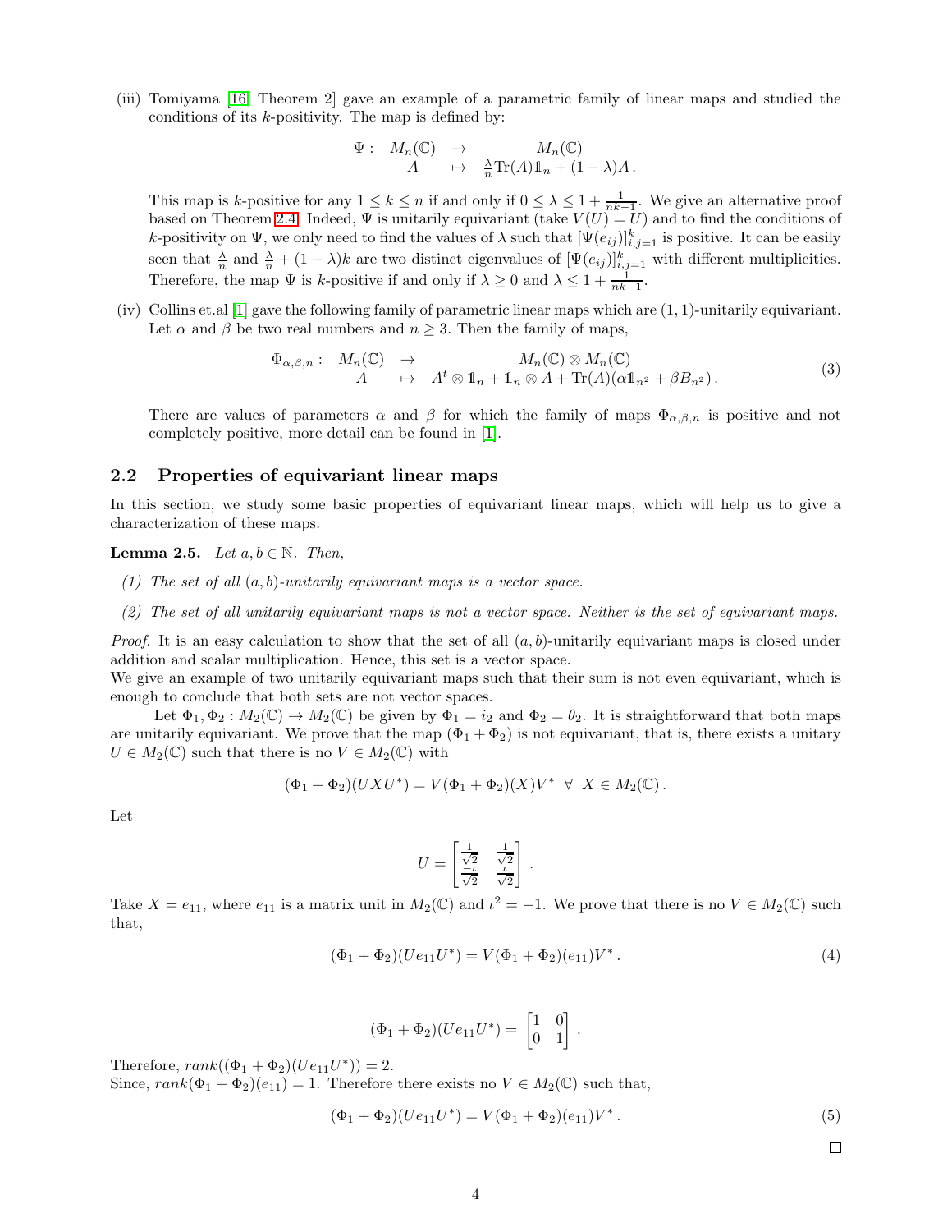(iii) Tomiyama [16, Theorem 2] gave an example of a parametric family of linear maps and studied the conditions of its $k$-positivity. The map is defined by:

$$\begin{array}{rccc} \Psi: & M_n(\mathbb{C}) & \to & M_n(\mathbb{C}) \\ & A & \mapsto & \frac{\lambda}{n}\mathrm{Tr}(A)\mathbb{1}_n + (1-\lambda)A\,. \end{array}$$

This map is $k$-positive for any $1 \leq k \leq n$ if and only if $0 \leq \lambda \leq 1 + \frac{1}{nk-1}$. We give an alternative proof based on Theorem 2.4. Indeed, $\Psi$ is unitarily equivariant (take $V(U) = U$) and to find the conditions of $k$-positivity on $\Psi$, we only need to find the values of $\lambda$ such that $[\Psi(e_{ij})]_{i,j=1}^k$ is positive. It can be easily seen that $\frac{\lambda}{n}$ and $\frac{\lambda}{n} + (1-\lambda)k$ are two distinct eigenvalues of $[\Psi(e_{ij})]_{i,j=1}^k$ with different multiplicities. Therefore, the map $\Psi$ is $k$-positive if and only if $\lambda \geq 0$ and $\lambda \leq 1 + \frac{1}{nk-1}$.

(iv) Collins et.al [1] gave the following family of parametric linear maps which are $(1,1)$-unitarily equivariant. Let $\alpha$ and $\beta$ be two real numbers and $n \geq 3$. Then the family of maps,

$$\begin{array}{rccc} \Phi_{\alpha,\beta,n}: & M_n(\mathbb{C}) & \to & M_n(\mathbb{C}) \otimes M_n(\mathbb{C}) \\ & A & \mapsto & A^t \otimes \mathbb{1}_n + \mathbb{1}_n \otimes A + \mathrm{Tr}(A)(\alpha \mathbb{1}_{n^2} + \beta B_{n^2})\,. \end{array} \tag{3}$$

There are values of parameters $\alpha$ and $\beta$ for which the family of maps $\Phi_{\alpha,\beta,n}$ is positive and not completely positive, more detail can be found in [1].

## 2.2 Properties of equivariant linear maps

In this section, we study some basic properties of equivariant linear maps, which will help us to give a characterization of these maps.

**Lemma 2.5.** *Let $a, b \in \mathbb{N}$. Then,*

*(1) The set of all $(a,b)$-unitarily equivariant maps is a vector space.*

*(2) The set of all unitarily equivariant maps is not a vector space. Neither is the set of equivariant maps.*

*Proof.* It is an easy calculation to show that the set of all $(a,b)$-unitarily equivariant maps is closed under addition and scalar multiplication. Hence, this set is a vector space.
We give an example of two unitarily equivariant maps such that their sum is not even equivariant, which is enough to conclude that both sets are not vector spaces.

Let $\Phi_1, \Phi_2 : M_2(\mathbb{C}) \to M_2(\mathbb{C})$ be given by $\Phi_1 = i_2$ and $\Phi_2 = \theta_2$. It is straightforward that both maps are unitarily equivariant. We prove that the map $(\Phi_1 + \Phi_2)$ is not equivariant, that is, there exists a unitary $U \in M_2(\mathbb{C})$ such that there is no $V \in M_2(\mathbb{C})$ with

$$(\Phi_1 + \Phi_2)(UXU^*) = V(\Phi_1 + \Phi_2)(X)V^* \;\; \forall \;\; X \in M_2(\mathbb{C})\,.$$

Let

$$U = \begin{bmatrix} \frac{1}{\sqrt{2}} & \frac{1}{\sqrt{2}} \\ \frac{-\iota}{\sqrt{2}} & \frac{\iota}{\sqrt{2}} \end{bmatrix}.$$

Take $X = e_{11}$, where $e_{11}$ is a matrix unit in $M_2(\mathbb{C})$ and $\iota^2 = -1$. We prove that there is no $V \in M_2(\mathbb{C})$ such that,

$$(\Phi_1 + \Phi_2)(Ue_{11}U^*) = V(\Phi_1 + \Phi_2)(e_{11})V^*\,. \tag{4}$$

$$(\Phi_1 + \Phi_2)(Ue_{11}U^*) = \begin{bmatrix} 1 & 0 \\ 0 & 1 \end{bmatrix}.$$

Therefore, $rank((\Phi_1 + \Phi_2)(Ue_{11}U^*)) = 2$.
Since, $rank(\Phi_1 + \Phi_2)(e_{11}) = 1$. Therefore there exists no $V \in M_2(\mathbb{C})$ such that,

$$(\Phi_1 + \Phi_2)(Ue_{11}U^*) = V(\Phi_1 + \Phi_2)(e_{11})V^*\,. \tag{5}$$

□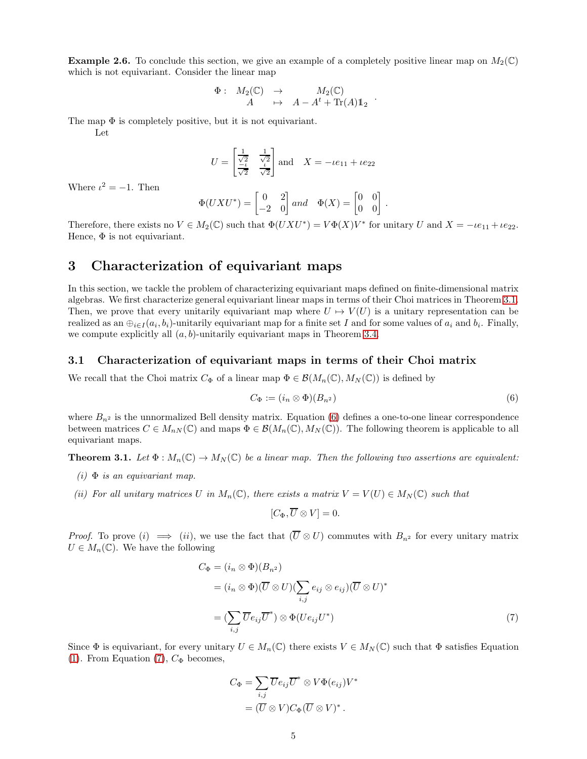**Example 2.6.** To conclude this section, we give an example of a completely positive linear map on $M_2(\mathbb{C})$ which is not equivariant. Consider the linear map

$$\begin{array}{rccc}\Phi: & M_2(\mathbb{C}) & \to & M_2(\mathbb{C}) \\ & A & \mapsto & A - A^t + \mathrm{Tr}(A)\mathbb{1}_2\end{array}.$$

The map $\Phi$ is completely positive, but it is not equivariant.

Let

$$U = \begin{bmatrix} \frac{1}{\sqrt{2}} & \frac{1}{\sqrt{2}} \\ \frac{-\iota}{\sqrt{2}} & \frac{\iota}{\sqrt{2}} \end{bmatrix} \text{ and } \quad X = -\iota e_{11} + \iota e_{22}$$

Where $\iota^2 = -1$. Then

$$\Phi(UXU^*) = \begin{bmatrix} 0 & 2 \\ -2 & 0 \end{bmatrix} \textit{ and } \quad \Phi(X) = \begin{bmatrix} 0 & 0 \\ 0 & 0 \end{bmatrix}.$$

Therefore, there exists no $V \in M_2(\mathbb{C})$ such that $\Phi(UXU^*) = V\Phi(X)V^*$ for unitary $U$ and $X = -\iota e_{11} + \iota e_{22}$. Hence, $\Phi$ is not equivariant.

# 3 Characterization of equivariant maps

In this section, we tackle the problem of characterizing equivariant maps defined on finite-dimensional matrix algebras. We first characterize general equivariant linear maps in terms of their Choi matrices in Theorem 3.1. Then, we prove that every unitarily equivariant map where $U \mapsto V(U)$ is a unitary representation can be realized as an $\oplus_{i\in I}(a_i, b_i)$-unitarily equivariant map for a finite set $I$ and for some values of $a_i$ and $b_i$. Finally, we compute explicitly all $(a,b)$-unitarily equivariant maps in Theorem 3.4.

## 3.1 Characterization of equivariant maps in terms of their Choi matrix

We recall that the Choi matrix $C_\Phi$ of a linear map $\Phi \in \mathcal{B}(M_n(\mathbb{C}), M_N(\mathbb{C}))$ is defined by

$$C_\Phi := (i_n \otimes \Phi)(B_{n^2}) \tag{6}$$

where $B_{n^2}$ is the unnormalized Bell density matrix. Equation (6) defines a one-to-one linear correspondence between matrices $C \in M_{nN}(\mathbb{C})$ and maps $\Phi \in \mathcal{B}(M_n(\mathbb{C}), M_N(\mathbb{C}))$. The following theorem is applicable to all equivariant maps.

**Theorem 3.1.** *Let $\Phi : M_n(\mathbb{C}) \to M_N(\mathbb{C})$ be a linear map. Then the following two assertions are equivalent:*

*(i) $\Phi$ is an equivariant map.*

*(ii) For all unitary matrices $U$ in $M_n(\mathbb{C})$, there exists a matrix $V = V(U) \in M_N(\mathbb{C})$ such that*

$$[C_\Phi, \overline{U} \otimes V] = 0.$$

*Proof.* To prove $(i) \implies (ii)$, we use the fact that $(\overline{U} \otimes U)$ commutes with $B_{n^2}$ for every unitary matrix $U \in M_n(\mathbb{C})$. We have the following

$$\begin{aligned} C_\Phi &= (i_n \otimes \Phi)(B_{n^2}) \\ &= (i_n \otimes \Phi)(\overline{U} \otimes U)(\sum_{i,j} e_{ij} \otimes e_{ij})(\overline{U} \otimes U)^* \\ &= (\sum_{i,j} \overline{U} e_{ij} \overline{U}^*) \otimes \Phi(U e_{ij} U^*) \end{aligned} \tag{7}$$

Since $\Phi$ is equivariant, for every unitary $U \in M_n(\mathbb{C})$ there exists $V \in M_N(\mathbb{C})$ such that $\Phi$ satisfies Equation (1). From Equation (7), $C_\Phi$ becomes,

$$\begin{aligned} C_\Phi &= \sum_{i,j} \overline{U} e_{ij} \overline{U}^* \otimes V\Phi(e_{ij})V^* \\ &= (\overline{U} \otimes V) C_\Phi (\overline{U} \otimes V)^*. \end{aligned}$$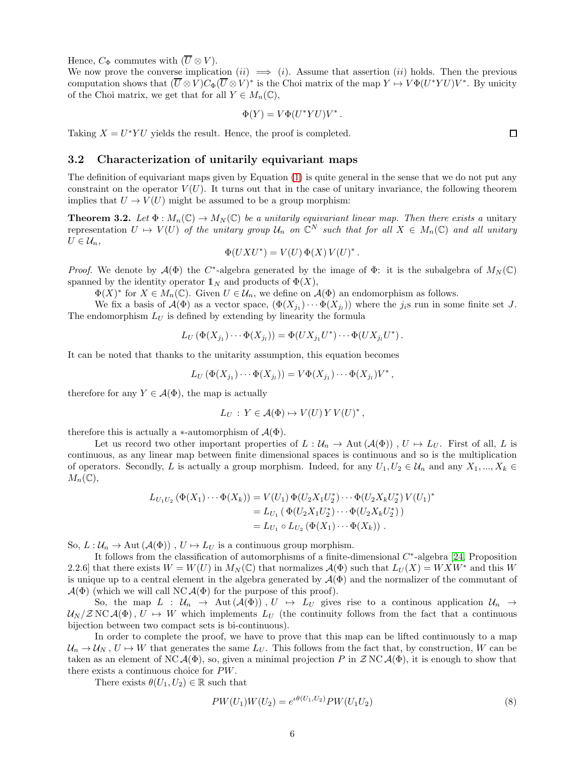Hence, $C_\Phi$ commutes with $(\overline{U} \otimes V)$.
We now prove the converse implication $(ii) \implies (i)$. Assume that assertion $(ii)$ holds. Then the previous computation shows that $(\overline{U} \otimes V)C_\Phi(\overline{U} \otimes V)^*$ is the Choi matrix of the map $Y \mapsto V\Phi(U^*YU)V^*$. By unicity of the Choi matrix, we get that for all $Y \in M_n(\mathbb{C})$,

$$\Phi(Y) = V\Phi(U^*YU)V^* .$$

Taking $X = U^*YU$ yields the result. Hence, the proof is completed. ◻

## 3.2 Characterization of unitarily equivariant maps

The definition of equivariant maps given by Equation (1) is quite general in the sense that we do not put any constraint on the operator $V(U)$. It turns out that in the case of unitary invariance, the following theorem implies that $U \to V(U)$ might be assumed to be a group morphism:

**Theorem 3.2.** *Let $\Phi : M_n(\mathbb{C}) \to M_N(\mathbb{C})$ be a unitarily equivariant linear map. Then there exists a* unitary representation *$U \mapsto V(U)$ of the unitary group $\mathcal{U}_n$ on $\mathbb{C}^N$ such that for all $X \in M_n(\mathbb{C})$ and all unitary $U \in \mathcal{U}_n$,*

$$\Phi(UXU^*) = V(U)\,\Phi(X)\,V(U)^* .$$

*Proof.* We denote by $\mathcal{A}(\Phi)$ the $C^*$-algebra generated by the image of $\Phi$: it is the subalgebra of $M_N(\mathbb{C})$ spanned by the identity operator $\mathbb{1}_N$ and products of $\Phi(X)$, $\Phi(X)^*$ for $X \in M_n(\mathbb{C})$. Given $U \in \mathcal{U}_n$, we define on $\mathcal{A}(\Phi)$ an endomorphism as follows.

We fix a basis of $\mathcal{A}(\Phi)$ as a vector space, $(\Phi(X_{j_1})\cdots\Phi(X_{j_l}))$ where the $j_i$s run in some finite set $J$. The endomorphism $L_U$ is defined by extending by linearity the formula

$$L_U\left(\Phi(X_{j_1})\cdots\Phi(X_{j_l})\right) = \Phi(UX_{j_1}U^*)\cdots\Phi(UX_{j_l}U^*) .$$

It can be noted that thanks to the unitarity assumption, this equation becomes

$$L_U\left(\Phi(X_{j_1})\cdots\Phi(X_{j_l})\right) = V\Phi(X_{j_1})\cdots\Phi(X_{j_l})V^* ,$$

therefore for any $Y \in \mathcal{A}(\Phi)$, the map is actually

$$L_U \,:\, Y \in \mathcal{A}(\Phi) \mapsto V(U)\,Y\,V(U)^* ,$$

therefore this is actually a $*$-automorphism of $\mathcal{A}(\Phi)$.

Let us record two other important properties of $L : \mathcal{U}_n \to \mathrm{Aut}\,(\mathcal{A}(\Phi))$, $U \mapsto L_U$. First of all, $L$ is continuous, as any linear map between finite dimensional spaces is continuous and so is the multiplication of operators. Secondly, $L$ is actually a group morphism. Indeed, for any $U_1, U_2 \in \mathcal{U}_n$ and any $X_1, ..., X_k \in M_n(\mathbb{C})$,

$$\begin{aligned}
L_{U_1U_2}\left(\Phi(X_1)\cdots\Phi(X_k)\right) &= V(U_1)\,\Phi(U_2X_1U_2^*)\cdots\Phi(U_2X_kU_2^*)\,V(U_1)^* \\
&= L_{U_1}\left(\,\Phi(U_2X_1U_2^*)\cdots\Phi(U_2X_kU_2^*)\,\right) \\
&= L_{U_1} \circ L_{U_2}\left(\Phi(X_1)\cdots\Phi(X_k)\right) .
\end{aligned}$$

So, $L : \mathcal{U}_n \to \mathrm{Aut}\,(\mathcal{A}(\Phi))$, $U \mapsto L_U$ is a continuous group morphism.

It follows from the classification of automorphisms of a finite-dimensional $C^*$-algebra [24, Proposition 2.2.6] that there exists $W = W(U)$ in $M_N(\mathbb{C})$ that normalizes $\mathcal{A}(\Phi)$ such that $L_U(X) = WXW^*$ and this $W$ is unique up to a central element in the algebra generated by $\mathcal{A}(\Phi)$ and the normalizer of the commutant of $\mathcal{A}(\Phi)$ (which we will call $\mathrm{NC}\,\mathcal{A}(\Phi)$ for the purpose of this proof).

So, the map $L : \mathcal{U}_n \to \mathrm{Aut}\,(\mathcal{A}(\Phi))$, $U \mapsto L_U$ gives rise to a continous application $\mathcal{U}_n \to \mathcal{U}_N / \mathcal{Z}\,\mathrm{NC}\,\mathcal{A}(\Phi)$, $U \mapsto W$ which implements $L_U$ (the continuity follows from the fact that a continuous bijection between two compact sets is bi-continuous).

In order to complete the proof, we have to prove that this map can be lifted continuously to a map $\mathcal{U}_n \to \mathcal{U}_N$, $U \mapsto W$ that generates the same $L_U$. This follows from the fact that, by construction, $W$ can be taken as an element of $\mathrm{NC}\,\mathcal{A}(\Phi)$, so, given a minimal projection $P$ in $\mathcal{Z}\,\mathrm{NC}\,\mathcal{A}(\Phi)$, it is enough to show that there exists a continuous choice for $PW$.

There exists $\theta(U_1, U_2) \in \mathbb{R}$ such that

$$PW(U_1)W(U_2) = e^{\iota\theta(U_1,U_2)}PW(U_1U_2) \tag{8}$$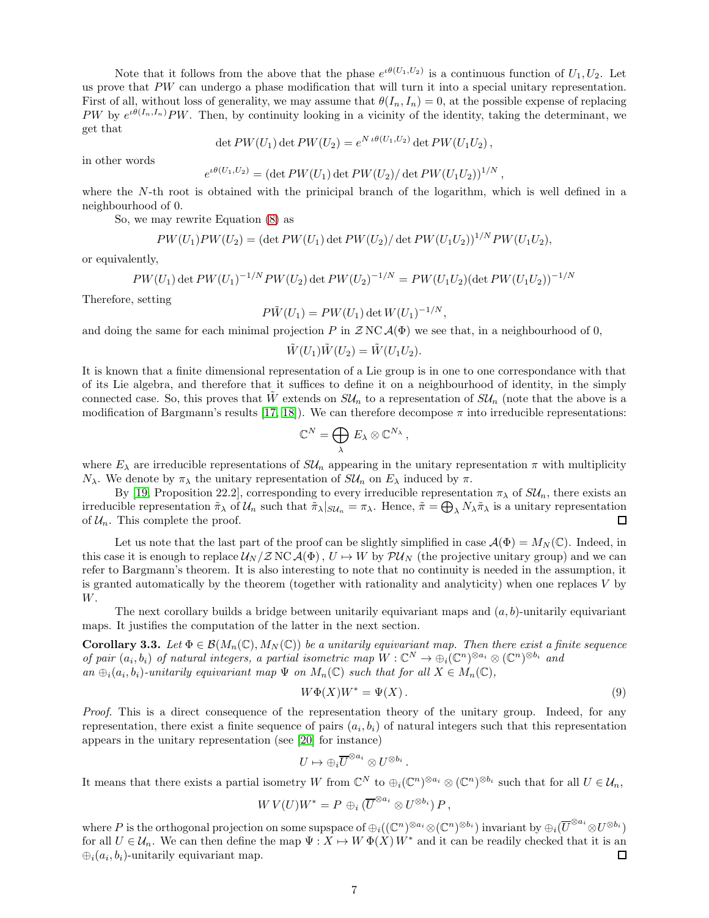Note that it follows from the above that the phase $e^{\iota\theta(U_1,U_2)}$ is a continuous function of $U_1, U_2$. Let us prove that $PW$ can undergo a phase modification that will turn it into a special unitary representation. First of all, without loss of generality, we may assume that $\theta(I_n, I_n) = 0$, at the possible expense of replacing $PW$ by $e^{\iota\theta(I_n,I_n)}PW$. Then, by continuity looking in a vicinity of the identity, taking the determinant, we get that

$$\det PW(U_1) \det PW(U_2) = e^{N\,\iota\theta(U_1,U_2)} \det PW(U_1U_2)\,,$$

in other words

$$e^{\iota\theta(U_1,U_2)} = (\det PW(U_1) \det PW(U_2)/\det PW(U_1U_2))^{1/N}\,,$$

where the $N$-th root is obtained with the prinicipal branch of the logarithm, which is well defined in a neighbourhood of 0.

So, we may rewrite Equation (8) as

$$PW(U_1)PW(U_2) = (\det PW(U_1) \det PW(U_2)/\det PW(U_1U_2))^{1/N} PW(U_1U_2),$$

or equivalently,

$$PW(U_1)\det PW(U_1)^{-1/N} PW(U_2) \det PW(U_2)^{-1/N} = PW(U_1U_2)(\det PW(U_1U_2))^{-1/N}$$

Therefore, setting

$$P\tilde{W}(U_1) = PW(U_1) \det W(U_1)^{-1/N},$$

and doing the same for each minimal projection $P$ in $\mathcal{Z}\,\mathrm{NC}\,\mathcal{A}(\Phi)$ we see that, in a neighbourhood of 0,

$$\tilde{W}(U_1)\tilde{W}(U_2) = \tilde{W}(U_1U_2).$$

It is known that a finite dimensional representation of a Lie group is in one to one correspondance with that of its Lie algebra, and therefore that it suffices to define it on a neighbourhood of identity, in the simply connected case. So, this proves that $\tilde{W}$ extends on $\mathcal{SU}_n$ to a representation of $\mathcal{SU}_n$ (note that the above is a modification of Bargmann's results [17, 18]). We can therefore decompose $\pi$ into irreducible representations:

$$\mathbb{C}^N = \bigoplus_\lambda E_\lambda \otimes \mathbb{C}^{N_\lambda}\,,$$

where $E_\lambda$ are irreducible representations of $\mathcal{SU}_n$ appearing in the unitary representation $\pi$ with multiplicity $N_\lambda$. We denote by $\pi_\lambda$ the unitary representation of $\mathcal{SU}_n$ on $E_\lambda$ induced by $\pi$.

By [19, Proposition 22.2], corresponding to every irreducible representation $\pi_\lambda$ of $\mathcal{SU}_n$, there exists an irreducible representation $\tilde{\pi}_\lambda$ of $\mathcal{U}_n$ such that $\tilde{\pi}_\lambda|_{\mathcal{SU}_n} = \pi_\lambda$. Hence, $\tilde{\pi} = \bigoplus_\lambda N_\lambda \tilde{\pi}_\lambda$ is a unitary representation of $\mathcal{U}_n$. This complete the proof. ∎

Let us note that the last part of the proof can be slightly simplified in case $\mathcal{A}(\Phi) = M_N(\mathbb{C})$. Indeed, in this case it is enough to replace $\mathcal{U}_N/\mathcal{Z}\,\mathrm{NC}\,\mathcal{A}(\Phi)$, $U \mapsto W$ by $\mathcal{PU}_N$ (the projective unitary group) and we can refer to Bargmann's theorem. It is also interesting to note that no continuity is needed in the assumption, it is granted automatically by the theorem (together with rationality and analyticity) when one replaces $V$ by $W$.

The next corollary builds a bridge between unitarily equivariant maps and $(a, b)$-unitarily equivariant maps. It justifies the computation of the latter in the next section.

**Corollary 3.3.** *Let $\Phi \in \mathcal{B}(M_n(\mathbb{C}), M_N(\mathbb{C}))$ be a unitarily equivariant map. Then there exist a finite sequence of pair $(a_i, b_i)$ of natural integers, a partial isometric map $W : \mathbb{C}^N \to \oplus_i(\mathbb{C}^n)^{\otimes a_i} \otimes (\mathbb{C}^n)^{\otimes b_i}$ and an $\oplus_i(a_i, b_i)$-unitarily equivariant map $\Psi$ on $M_n(\mathbb{C})$ such that for all $X \in M_n(\mathbb{C})$,*

$$W\Phi(X)W^* = \Psi(X)\,. \tag{9}$$

*Proof.* This is a direct consequence of the representation theory of the unitary group. Indeed, for any representation, there exist a finite sequence of pairs $(a_i, b_i)$ of natural integers such that this representation appears in the unitary representation (see [20] for instance)

$$U \mapsto \oplus_i \overline{U}^{\otimes a_i} \otimes U^{\otimes b_i}\,.$$

It means that there exists a partial isometry $W$ from $\mathbb{C}^N$ to $\oplus_i(\mathbb{C}^n)^{\otimes a_i} \otimes (\mathbb{C}^n)^{\otimes b_i}$ such that for all $U \in \mathcal{U}_n$,

$$W\,V(U)W^* = P\,\oplus_i(\overline{U}^{\otimes a_i} \otimes U^{\otimes b_i})\,P\,,$$

where $P$ is the orthogonal projection on some supspace of $\oplus_i((\mathbb{C}^n)^{\otimes a_i} \otimes (\mathbb{C}^n)^{\otimes b_i})$ invariant by $\oplus_i(\overline{U}^{\otimes a_i} \otimes U^{\otimes b_i})$ for all $U \in \mathcal{U}_n$. We can then define the map $\Psi : X \mapsto W\,\Phi(X)\,W^*$ and it can be readily checked that it is an $\oplus_i(a_i, b_i)$-unitarily equivariant map. ∎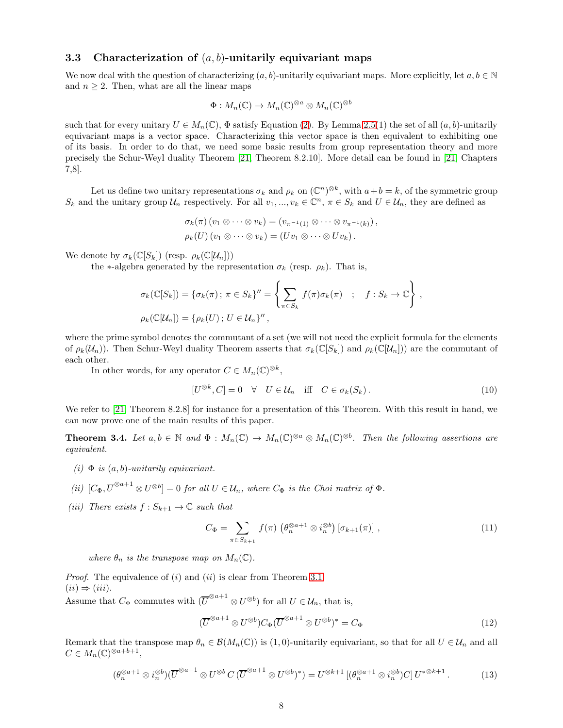### 3.3 Characterization of $(a, b)$-unitarily equivariant maps

We now deal with the question of characterizing $(a, b)$-unitarily equivariant maps. More explicitly, let $a, b \in \mathbb{N}$ and $n \geq 2$. Then, what are all the linear maps

$$\Phi : M_n(\mathbb{C}) \to M_n(\mathbb{C})^{\otimes a} \otimes M_n(\mathbb{C})^{\otimes b}$$

such that for every unitary $U \in M_n(\mathbb{C})$, $\Phi$ satisfy Equation (2). By Lemma 2.5(1) the set of all $(a, b)$-unitarily equivariant maps is a vector space. Characterizing this vector space is then equivalent to exhibiting one of its basis. In order to do that, we need some basic results from group representation theory and more precisely the Schur-Weyl duality Theorem [21, Theorem 8.2.10]. More detail can be found in [21, Chapters 7,8].

Let us define two unitary representations $\sigma_k$ and $\rho_k$ on $(\mathbb{C}^n)^{\otimes k}$, with $a+b = k$, of the symmetric group $S_k$ and the unitary group $\mathcal{U}_n$ respectively. For all $v_1, ..., v_k \in \mathbb{C}^n$, $\pi \in S_k$ and $U \in \mathcal{U}_n$, they are defined as

$$\sigma_k(\pi)\,(v_1 \otimes \cdots \otimes v_k) = (v_{\pi^{-1}(1)} \otimes \cdots \otimes v_{\pi^{-1}(k)})\,,$$
$$\rho_k(U)\,(v_1 \otimes \cdots \otimes v_k) = (Uv_1 \otimes \cdots \otimes Uv_k)\,.$$

We denote by $\sigma_k(\mathbb{C}[S_k])$ (resp. $\rho_k(\mathbb{C}[\mathcal{U}_n])$) the $*$-algebra generated by the representation $\sigma_k$ (resp. $\rho_k$). That is,

$$\sigma_k(\mathbb{C}[S_k]) = \{\sigma_k(\pi)\,;\, \pi \in S_k\}'' = \left\{ \sum_{\pi \in S_k} f(\pi)\sigma_k(\pi) \quad ; \quad f : S_k \to \mathbb{C} \right\},$$
$$\rho_k(\mathbb{C}[\mathcal{U}_n]) = \{\rho_k(U)\,;\, U \in \mathcal{U}_n\}''\,,$$

where the prime symbol denotes the commutant of a set (we will not need the explicit formula for the elements of $\rho_k(\mathcal{U}_n)$). Then Schur-Weyl duality Theorem asserts that $\sigma_k(\mathbb{C}[S_k])$ and $\rho_k(\mathbb{C}[\mathcal{U}_n])$ are the commutant of each other.

In other words, for any operator $C \in M_n(\mathbb{C})^{\otimes k}$,

$$[U^{\otimes k}, C] = 0 \quad \forall \quad U \in \mathcal{U}_n \quad \text{iff} \quad C \in \sigma_k(S_k)\,. \tag{10}$$

We refer to [21, Theorem 8.2.8] for instance for a presentation of this Theorem. With this result in hand, we can now prove one of the main results of this paper.

**Theorem 3.4.** *Let $a, b \in \mathbb{N}$ and $\Phi : M_n(\mathbb{C}) \to M_n(\mathbb{C})^{\otimes a} \otimes M_n(\mathbb{C})^{\otimes b}$. Then the following assertions are equivalent.*

*(i) $\Phi$ is $(a, b)$-unitarily equivariant.*

*(ii) $[C_\Phi, \overline{U}^{\otimes a+1} \otimes U^{\otimes b}] = 0$ for all $U \in \mathcal{U}_n$, where $C_\Phi$ is the Choi matrix of $\Phi$.*

*(iii) There exists $f : S_{k+1} \to \mathbb{C}$ such that*

$$C_\Phi = \sum_{\pi \in S_{k+1}} f(\pi) \left(\theta_n^{\otimes a+1} \otimes i_n^{\otimes b}\right)[\sigma_{k+1}(\pi)]\,, \tag{11}$$

*where $\theta_n$ is the transpose map on $M_n(\mathbb{C})$.*

*Proof.* The equivalence of $(i)$ and $(ii)$ is clear from Theorem 3.1.
$(ii) \Rightarrow (iii)$.
Assume that $C_\Phi$ commutes with $(\overline{U}^{\otimes a+1} \otimes U^{\otimes b})$ for all $U \in \mathcal{U}_n$, that is,

$$(\overline{U}^{\otimes a+1} \otimes U^{\otimes b})C_\Phi(\overline{U}^{\otimes a+1} \otimes U^{\otimes b})^* = C_\Phi \tag{12}$$

Remark that the transpose map $\theta_n \in \mathcal{B}(M_n(\mathbb{C}))$ is $(1, 0)$-unitarily equivariant, so that for all $U \in \mathcal{U}_n$ and all $C \in M_n(\mathbb{C})^{\otimes a+b+1}$,

$$(\theta_n^{\otimes a+1} \otimes i_n^{\otimes b})(\overline{U}^{\otimes a+1} \otimes U^{\otimes b}\, C\, (\overline{U}^{\otimes a+1} \otimes U^{\otimes b})^*) = U^{\otimes k+1}\,[(\theta_n^{\otimes a+1} \otimes i_n^{\otimes b})C]\, U^{*\otimes k+1}\,. \tag{13}$$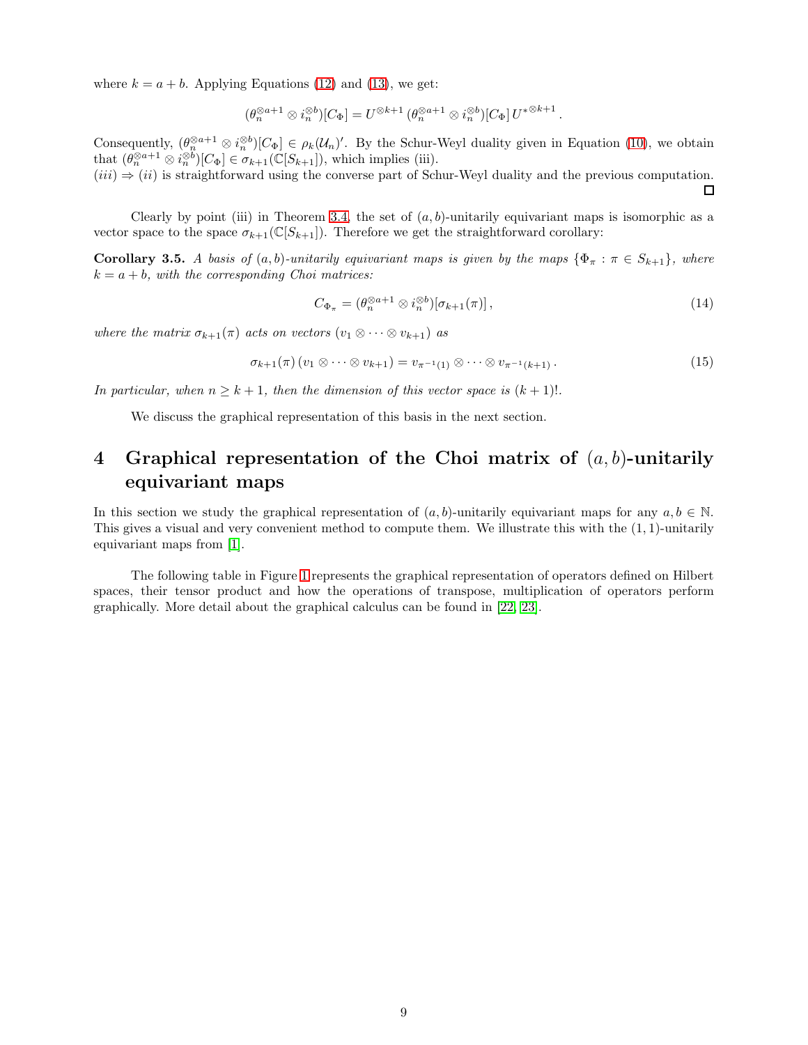where $k = a + b$. Applying Equations (12) and (13), we get:

$$(\theta_n^{\otimes a+1} \otimes i_n^{\otimes b})[C_\Phi] = U^{\otimes k+1} \, (\theta_n^{\otimes a+1} \otimes i_n^{\otimes b})[C_\Phi] \, U^{*\otimes k+1} \, .$$

Consequently, $(\theta_n^{\otimes a+1} \otimes i_n^{\otimes b})[C_\Phi] \in \rho_k(\mathcal{U}_n)'$. By the Schur-Weyl duality given in Equation (10), we obtain that $(\theta_n^{\otimes a+1} \otimes i_n^{\otimes b})[C_\Phi] \in \sigma_{k+1}(\mathbb{C}[S_{k+1}])$, which implies (iii).
$(iii) \Rightarrow (ii)$ is straightforward using the converse part of Schur-Weyl duality and the previous computation. ◻

Clearly by point (iii) in Theorem 3.4, the set of $(a, b)$-unitarily equivariant maps is isomorphic as a vector space to the space $\sigma_{k+1}(\mathbb{C}[S_{k+1}])$. Therefore we get the straightforward corollary:

**Corollary 3.5.** *A basis of $(a, b)$-unitarily equivariant maps is given by the maps $\{\Phi_\pi : \pi \in S_{k+1}\}$, where $k = a + b$, with the corresponding Choi matrices:*

$$C_{\Phi_\pi} = (\theta_n^{\otimes a+1} \otimes i_n^{\otimes b})[\sigma_{k+1}(\pi)] \, , \tag{14}$$

*where the matrix $\sigma_{k+1}(\pi)$ acts on vectors $(v_1 \otimes \cdots \otimes v_{k+1})$ as*

$$\sigma_{k+1}(\pi) \, (v_1 \otimes \cdots \otimes v_{k+1}) = v_{\pi^{-1}(1)} \otimes \cdots \otimes v_{\pi^{-1}(k+1)} \, . \tag{15}$$

*In particular, when $n \geq k + 1$, then the dimension of this vector space is $(k + 1)!$.*

We discuss the graphical representation of this basis in the next section.

# 4 Graphical representation of the Choi matrix of $(a, b)$-unitarily equivariant maps

In this section we study the graphical representation of $(a, b)$-unitarily equivariant maps for any $a, b \in \mathbb{N}$. This gives a visual and very convenient method to compute them. We illustrate this with the $(1, 1)$-unitarily equivariant maps from [1].

The following table in Figure 1 represents the graphical representation of operators defined on Hilbert spaces, their tensor product and how the operations of transpose, multiplication of operators perform graphically. More detail about the graphical calculus can be found in [22, 23].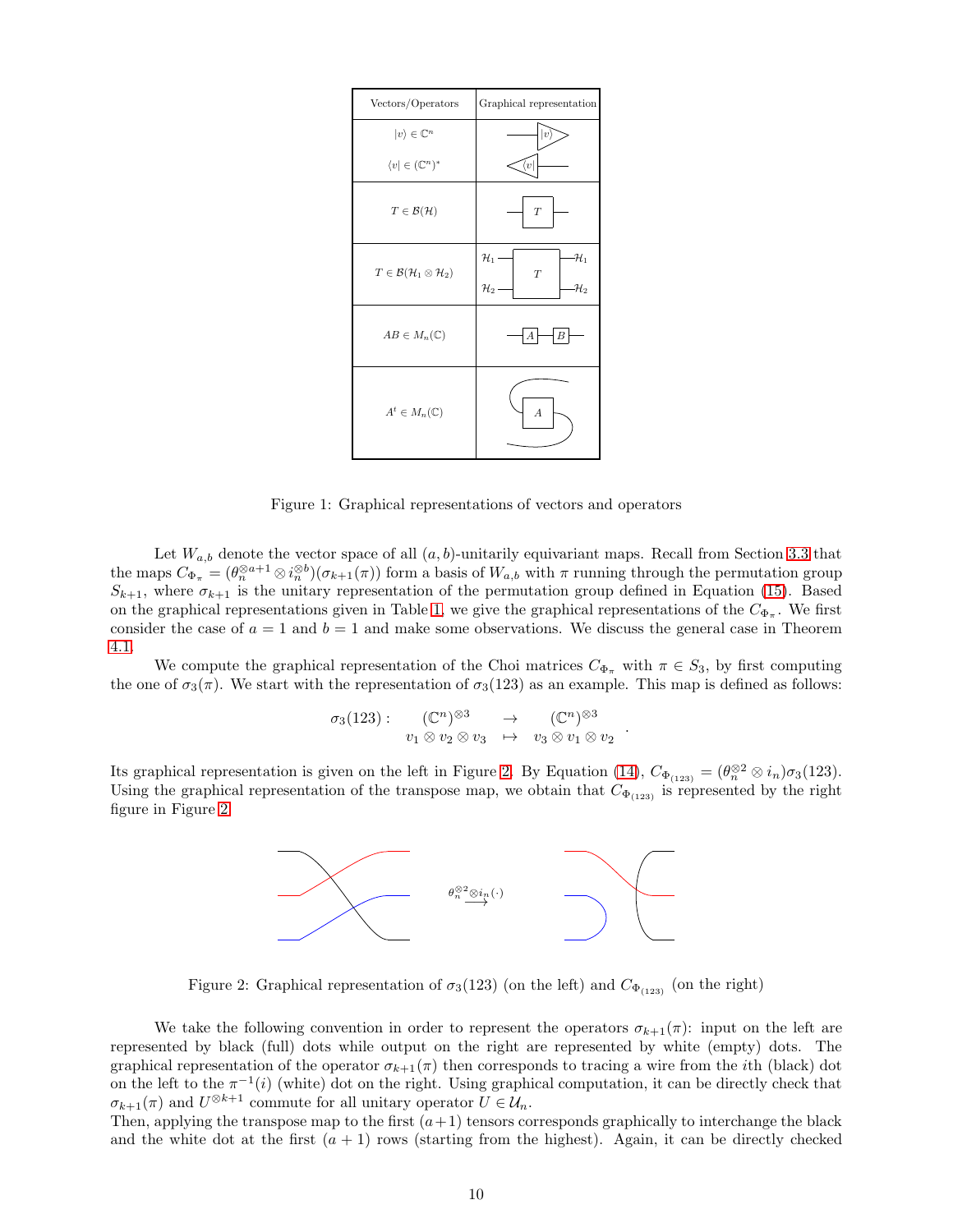| Vectors/Operators | Graphical representation |
|---|---|
| $\lvert v\rangle \in \mathbb{C}^n$ <br> $\langle v\rvert \in (\mathbb{C}^n)^*$ | |
| $T \in \mathcal{B}(\mathcal{H})$ | |
| $T \in \mathcal{B}(\mathcal{H}_1 \otimes \mathcal{H}_2)$ | |
| $AB \in M_n(\mathbb{C})$ | |
| $A^t \in M_n(\mathbb{C})$ | |

Figure 1: Graphical representations of vectors and operators

Let $W_{a,b}$ denote the vector space of all $(a,b)$-unitarily equivariant maps. Recall from Section 3.3 that the maps $C_{\Phi_\pi} = (\theta_n^{\otimes a+1} \otimes i_n^{\otimes b})(\sigma_{k+1}(\pi))$ form a basis of $W_{a,b}$ with $\pi$ running through the permutation group $S_{k+1}$, where $\sigma_{k+1}$ is the unitary representation of the permutation group defined in Equation (15). Based on the graphical representations given in Table 1, we give the graphical representations of the $C_{\Phi_\pi}$. We first consider the case of $a = 1$ and $b = 1$ and make some observations. We discuss the general case in Theorem 4.1.

We compute the graphical representation of the Choi matrices $C_{\Phi_\pi}$ with $\pi \in S_3$, by first computing the one of $\sigma_3(\pi)$. We start with the representation of $\sigma_3(123)$ as an example. This map is defined as follows:

$$\sigma_3(123) : \begin{array}{ccc} (\mathbb{C}^n)^{\otimes 3} & \to & (\mathbb{C}^n)^{\otimes 3} \\ v_1 \otimes v_2 \otimes v_3 & \mapsto & v_3 \otimes v_1 \otimes v_2 \end{array}.$$

Its graphical representation is given on the left in Figure 2. By Equation (14), $C_{\Phi_{(123)}} = (\theta_n^{\otimes 2} \otimes i_n)\sigma_3(123)$. Using the graphical representation of the transpose map, we obtain that $C_{\Phi_{(123)}}$ is represented by the right figure in Figure 2.

$\theta_n^{\otimes 2} \otimes i_n(\cdot)$

Figure 2: Graphical representation of $\sigma_3(123)$ (on the left) and $C_{\Phi_{(123)}}$ (on the right)

We take the following convention in order to represent the operators $\sigma_{k+1}(\pi)$: input on the left are represented by black (full) dots while output on the right are represented by white (empty) dots. The graphical representation of the operator $\sigma_{k+1}(\pi)$ then corresponds to tracing a wire from the $i$th (black) dot on the left to the $\pi^{-1}(i)$ (white) dot on the right. Using graphical computation, it can be directly check that $\sigma_{k+1}(\pi)$ and $U^{\otimes k+1}$ commute for all unitary operator $U \in \mathcal{U}_n$.

Then, applying the transpose map to the first $(a+1)$ tensors corresponds graphically to interchange the black and the white dot at the first $(a+1)$ rows (starting from the highest). Again, it can be directly checked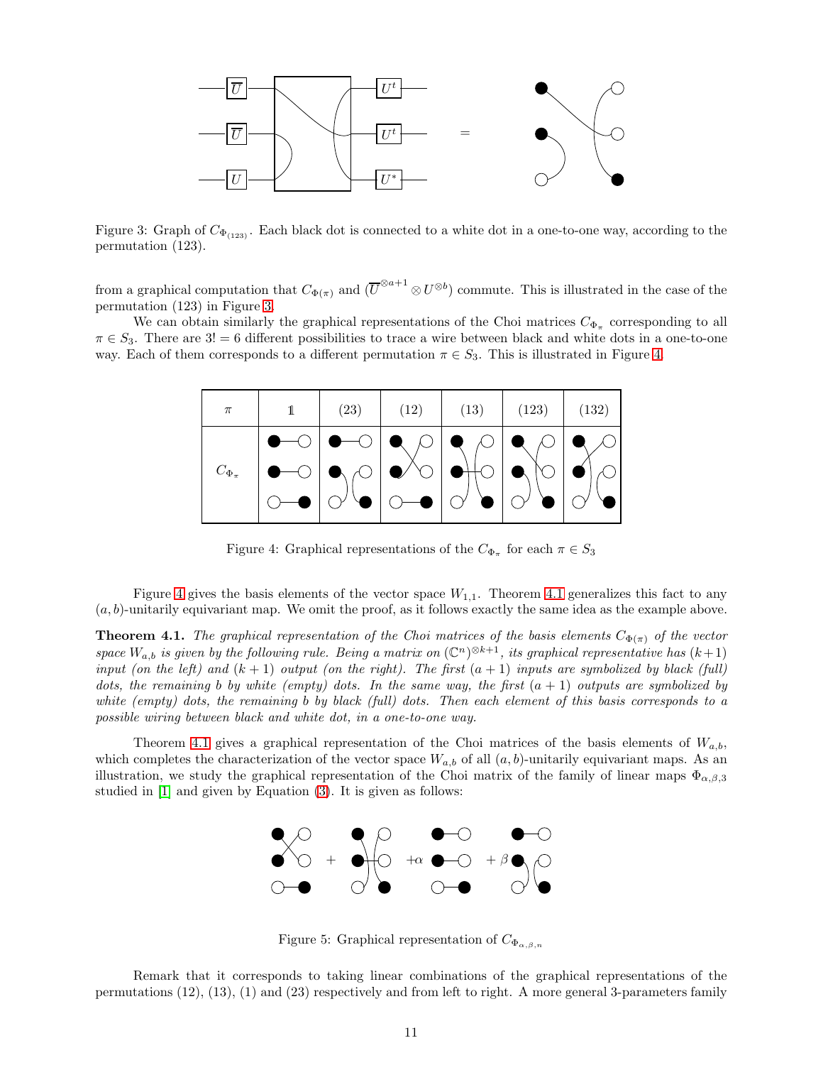Figure 3: Graph of $C_{\Phi_{(123)}}$. Each black dot is connected to a white dot in a one-to-one way, according to the permutation (123).

from a graphical computation that $C_{\Phi(\pi)}$ and $(\overline{U}^{\otimes a+1} \otimes U^{\otimes b})$ commute. This is illustrated in the case of the permutation (123) in Figure 3.

We can obtain similarly the graphical representations of the Choi matrices $C_{\Phi_\pi}$ corresponding to all $\pi \in S_3$. There are $3! = 6$ different possibilities to trace a wire between black and white dots in a one-to-one way. Each of them corresponds to a different permutation $\pi \in S_3$. This is illustrated in Figure 4.

Figure 4: Graphical representations of the $C_{\Phi_\pi}$ for each $\pi \in S_3$

Figure 4 gives the basis elements of the vector space $W_{1,1}$. Theorem 4.1 generalizes this fact to any $(a, b)$-unitarily equivariant map. We omit the proof, as it follows exactly the same idea as the example above.

**Theorem 4.1.** *The graphical representation of the Choi matrices of the basis elements $C_{\Phi(\pi)}$ of the vector space $W_{a,b}$ is given by the following rule. Being a matrix on $(\mathbb{C}^n)^{\otimes k+1}$, its graphical representative has $(k+1)$ input (on the left) and $(k+1)$ output (on the right). The first $(a+1)$ inputs are symbolized by black (full) dots, the remaining $b$ by white (empty) dots. In the same way, the first $(a+1)$ outputs are symbolized by white (empty) dots, the remaining $b$ by black (full) dots. Then each element of this basis corresponds to a possible wiring between black and white dot, in a one-to-one way.*

Theorem 4.1 gives a graphical representation of the Choi matrices of the basis elements of $W_{a,b}$, which completes the characterization of the vector space $W_{a,b}$ of all $(a, b)$-unitarily equivariant maps. As an illustration, we study the graphical representation of the Choi matrix of the family of linear maps $\Phi_{\alpha,\beta,3}$ studied in [1] and given by Equation (3). It is given as follows:

Figure 5: Graphical representation of $C_{\Phi_{\alpha,\beta,n}}$

Remark that it corresponds to taking linear combinations of the graphical representations of the permutations (12), (13), (1) and (23) respectively and from left to right. A more general 3-parameters family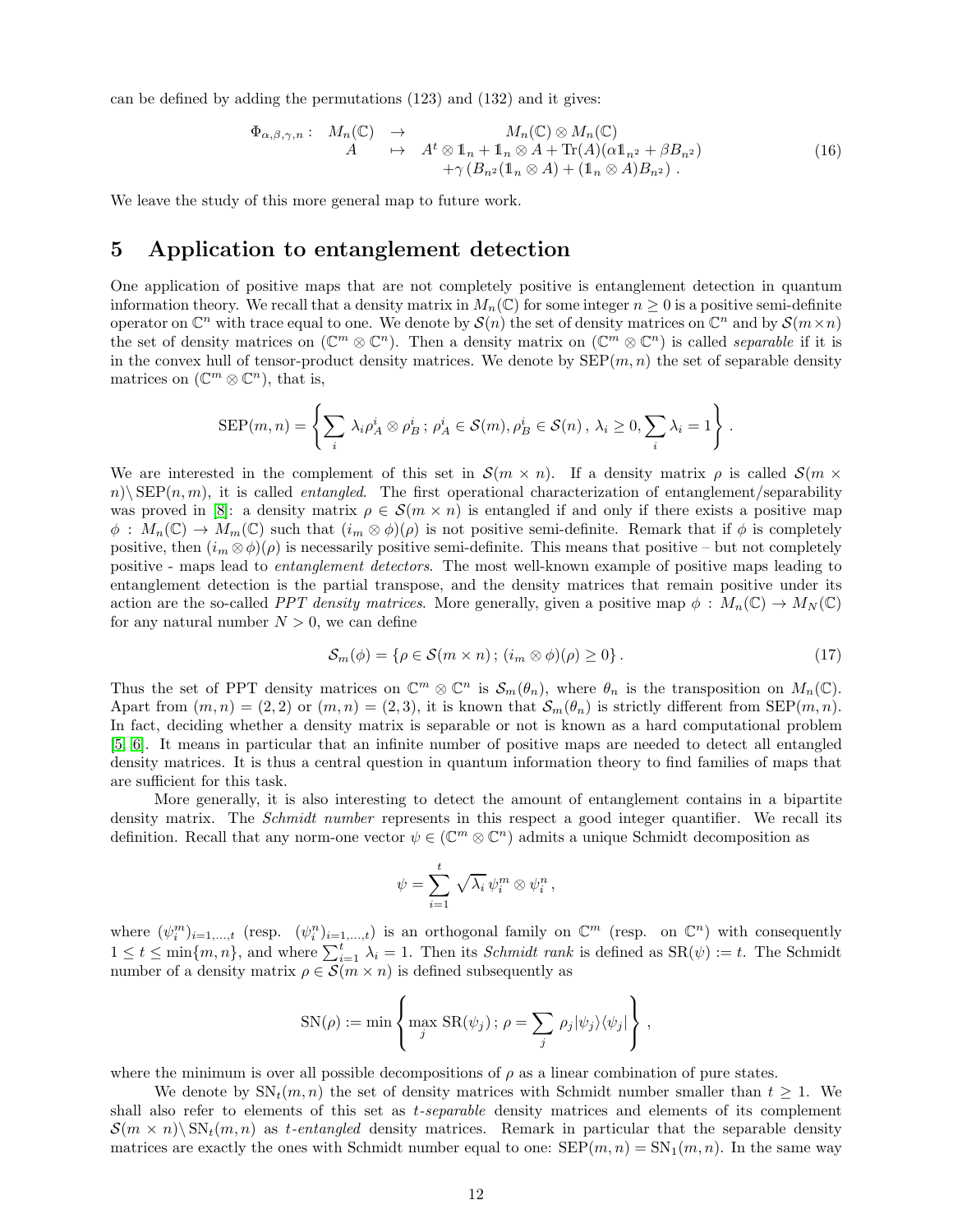can be defined by adding the permutations (123) and (132) and it gives:

$$
\begin{array}{rccc}
\Phi_{\alpha,\beta,\gamma,n}: & M_n(\mathbb{C}) & \to & M_n(\mathbb{C}) \otimes M_n(\mathbb{C}) \\
 & A & \mapsto & A^t \otimes \mathbb{1}_n + \mathbb{1}_n \otimes A + \mathrm{Tr}(A)(\alpha \mathbb{1}_{n^2} + \beta B_{n^2}) \\
 & & & + \gamma \left( B_{n^2}(\mathbb{1}_n \otimes A) + (\mathbb{1}_n \otimes A) B_{n^2} \right) .
\end{array} \tag{16}
$$

We leave the study of this more general map to future work.

## 5 Application to entanglement detection

One application of positive maps that are not completely positive is entanglement detection in quantum information theory. We recall that a density matrix in $M_n(\mathbb{C})$ for some integer $n \geq 0$ is a positive semi-definite operator on $\mathbb{C}^n$ with trace equal to one. We denote by $\mathcal{S}(n)$ the set of density matrices on $\mathbb{C}^n$ and by $\mathcal{S}(m \times n)$ the set of density matrices on $(\mathbb{C}^m \otimes \mathbb{C}^n)$. Then a density matrix on $(\mathbb{C}^m \otimes \mathbb{C}^n)$ is called *separable* if it is in the convex hull of tensor-product density matrices. We denote by $\mathrm{SEP}(m,n)$ the set of separable density matrices on $(\mathbb{C}^m \otimes \mathbb{C}^n)$, that is,

$$
\mathrm{SEP}(m,n) = \left\{ \sum_i \lambda_i \rho_A^i \otimes \rho_B^i \, ; \, \rho_A^i \in \mathcal{S}(m), \rho_B^i \in \mathcal{S}(n) \, , \, \lambda_i \geq 0, \sum_i \lambda_i = 1 \right\} .
$$

We are interested in the complement of this set in $\mathcal{S}(m \times n)$. If a density matrix $\rho$ is called $\mathcal{S}(m \times n) \backslash \mathrm{SEP}(n,m)$, it is called *entangled*. The first operational characterization of entanglement/separability was proved in [8]: a density matrix $\rho \in \mathcal{S}(m \times n)$ is entangled if and only if there exists a positive map $\phi : M_n(\mathbb{C}) \to M_m(\mathbb{C})$ such that $(i_m \otimes \phi)(\rho)$ is not positive semi-definite. Remark that if $\phi$ is completely positive, then $(i_m \otimes \phi)(\rho)$ is necessarily positive semi-definite. This means that positive – but not completely positive - maps lead to *entanglement detectors*. The most well-known example of positive maps leading to entanglement detection is the partial transpose, and the density matrices that remain positive under its action are the so-called *PPT density matrices*. More generally, given a positive map $\phi : M_n(\mathbb{C}) \to M_N(\mathbb{C})$ for any natural number $N > 0$, we can define

$$
\mathcal{S}_m(\phi) = \{ \rho \in \mathcal{S}(m \times n) \, ; \, (i_m \otimes \phi)(\rho) \geq 0 \} . \tag{17}
$$

Thus the set of PPT density matrices on $\mathbb{C}^m \otimes \mathbb{C}^n$ is $\mathcal{S}_m(\theta_n)$, where $\theta_n$ is the transposition on $M_n(\mathbb{C})$. Apart from $(m,n) = (2,2)$ or $(m,n) = (2,3)$, it is known that $\mathcal{S}_m(\theta_n)$ is strictly different from $\mathrm{SEP}(m,n)$. In fact, deciding whether a density matrix is separable or not is known as a hard computational problem [5, 6]. It means in particular that an infinite number of positive maps are needed to detect all entangled density matrices. It is thus a central question in quantum information theory to find families of maps that are sufficient for this task.

More generally, it is also interesting to detect the amount of entanglement contains in a bipartite density matrix. The *Schmidt number* represents in this respect a good integer quantifier. We recall its definition. Recall that any norm-one vector $\psi \in (\mathbb{C}^m \otimes \mathbb{C}^n)$ admits a unique Schmidt decomposition as

$$
\psi = \sum_{i=1}^{t} \sqrt{\lambda_i} \, \psi_i^m \otimes \psi_i^n \, ,
$$

where $(\psi_i^m)_{i=1,\dots,t}$ (resp. $(\psi_i^n)_{i=1,\dots,t}$) is an orthogonal family on $\mathbb{C}^m$ (resp. on $\mathbb{C}^n$) with consequently $1 \leq t \leq \min\{m,n\}$, and where $\sum_{i=1}^{t} \lambda_i = 1$. Then its *Schmidt rank* is defined as $\mathrm{SR}(\psi) := t$. The Schmidt number of a density matrix $\rho \in \mathcal{S}(m \times n)$ is defined subsequently as

$$
\mathrm{SN}(\rho) := \min \left\{ \max_j \mathrm{SR}(\psi_j) \, ; \, \rho = \sum_j \rho_j |\psi_j\rangle\langle\psi_j| \right\} ,
$$

where the minimum is over all possible decompositions of $\rho$ as a linear combination of pure states.

We denote by $\mathrm{SN}_t(m,n)$ the set of density matrices with Schmidt number smaller than $t \geq 1$. We shall also refer to elements of this set as *t-separable* density matrices and elements of its complement $\mathcal{S}(m \times n) \backslash \mathrm{SN}_t(m,n)$ as *t-entangled* density matrices. Remark in particular that the separable density matrices are exactly the ones with Schmidt number equal to one: $\mathrm{SEP}(m,n) = \mathrm{SN}_1(m,n)$. In the same way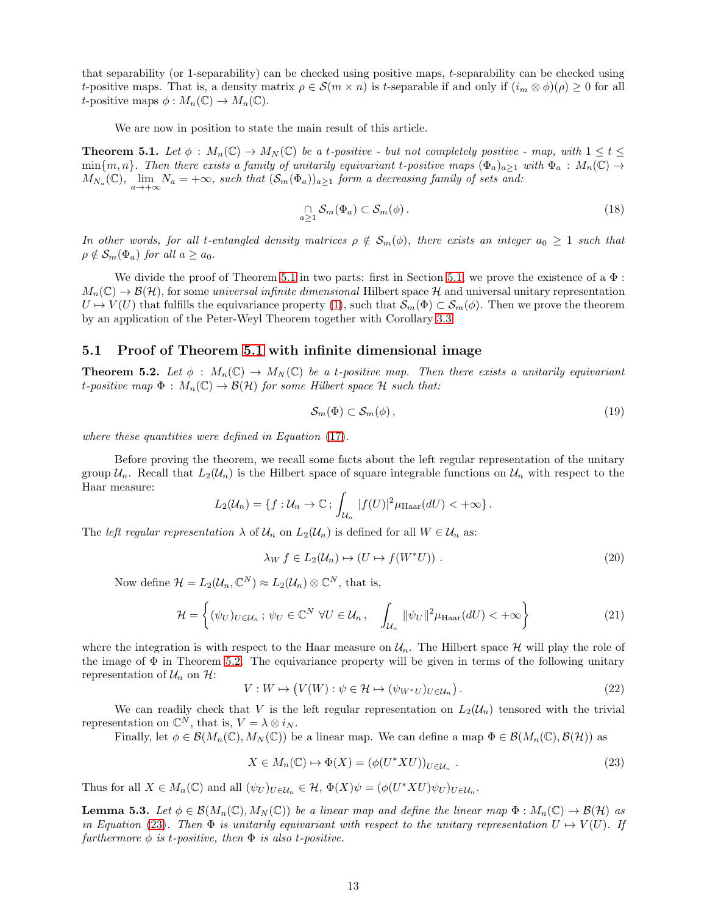that separability (or 1-separability) can be checked using positive maps, $t$-separability can be checked using $t$-positive maps. That is, a density matrix $\rho \in \mathcal{S}(m \times n)$ is $t$-separable if and only if $(i_m \otimes \phi)(\rho) \geq 0$ for all $t$-positive maps $\phi : M_n(\mathbb{C}) \to M_n(\mathbb{C})$.

We are now in position to state the main result of this article.

**Theorem 5.1.** *Let $\phi : M_n(\mathbb{C}) \to M_N(\mathbb{C})$ be a $t$-positive - but not completely positive - map, with $1 \leq t \leq \min\{m, n\}$. Then there exists a family of unitarily equivariant $t$-positive maps $(\Phi_a)_{a \geq 1}$ with $\Phi_a : M_n(\mathbb{C}) \to M_{N_a}(\mathbb{C})$, $\lim_{a \to +\infty} N_a = +\infty$, such that $(\mathcal{S}_m(\Phi_a))_{a \geq 1}$ form a decreasing family of sets and:*

$$\bigcap_{a \geq 1} \mathcal{S}_m(\Phi_a) \subset \mathcal{S}_m(\phi) . \tag{18}$$

*In other words, for all $t$-entangled density matrices $\rho \notin \mathcal{S}_m(\phi)$, there exists an integer $a_0 \geq 1$ such that $\rho \notin \mathcal{S}_m(\Phi_a)$ for all $a \geq a_0$.*

We divide the proof of Theorem 5.1 in two parts: first in Section 5.1, we prove the existence of a $\Phi : M_n(\mathbb{C}) \to \mathcal{B}(\mathcal{H})$, for some *universal infinite dimensional* Hilbert space $\mathcal{H}$ and universal unitary representation $U \mapsto V(U)$ that fulfills the equivariance property (1), such that $\mathcal{S}_m(\Phi) \subset \mathcal{S}_m(\phi)$. Then we prove the theorem by an application of the Peter-Weyl Theorem together with Corollary 3.3.

## 5.1 Proof of Theorem 5.1 with infinite dimensional image

**Theorem 5.2.** *Let $\phi : M_n(\mathbb{C}) \to M_N(\mathbb{C})$ be a $t$-positive map. Then there exists a unitarily equivariant $t$-positive map $\Phi : M_n(\mathbb{C}) \to \mathcal{B}(\mathcal{H})$ for some Hilbert space $\mathcal{H}$ such that:*

$$\mathcal{S}_m(\Phi) \subset \mathcal{S}_m(\phi) , \tag{19}$$

*where these quantities were defined in Equation (17).*

Before proving the theorem, we recall some facts about the left regular representation of the unitary group $\mathcal{U}_n$. Recall that $L_2(\mathcal{U}_n)$ is the Hilbert space of square integrable functions on $\mathcal{U}_n$ with respect to the Haar measure:

$$L_2(\mathcal{U}_n) = \{f : \mathcal{U}_n \to \mathbb{C} ; \int_{\mathcal{U}_n} |f(U)|^2 \mu_{\text{Haar}}(dU) < +\infty\} .$$

The *left regular representation* $\lambda$ of $\mathcal{U}_n$ on $L_2(\mathcal{U}_n)$ is defined for all $W \in \mathcal{U}_n$ as:

$$\lambda_W \, f \in L_2(\mathcal{U}_n) \mapsto (U \mapsto f(W^* U)) . \tag{20}$$

Now define $\mathcal{H} = L_2(\mathcal{U}_n, \mathbb{C}^N) \approx L_2(\mathcal{U}_n) \otimes \mathbb{C}^N$, that is,

$$\mathcal{H} = \left\{ (\psi_U)_{U \in \mathcal{U}_n} ; \psi_U \in \mathbb{C}^N \; \forall U \in \mathcal{U}_n , \quad \int_{\mathcal{U}_n} \|\psi_U\|^2 \mu_{\text{Haar}}(dU) < +\infty \right\} \tag{21}$$

where the integration is with respect to the Haar measure on $\mathcal{U}_n$. The Hilbert space $\mathcal{H}$ will play the role of the image of $\Phi$ in Theorem 5.2. The equivariance property will be given in terms of the following unitary representation of $\mathcal{U}_n$ on $\mathcal{H}$:

$$V : W \mapsto \big( V(W) : \psi \in \mathcal{H} \mapsto (\psi_{W^* U})_{U \in \mathcal{U}_n} \big) . \tag{22}$$

We can readily check that $V$ is the left regular representation on $L_2(\mathcal{U}_n)$ tensored with the trivial representation on $\mathbb{C}^N$, that is, $V = \lambda \otimes i_N$.

Finally, let $\phi \in \mathcal{B}(M_n(\mathbb{C}), M_N(\mathbb{C}))$ be a linear map. We can define a map $\Phi \in \mathcal{B}(M_n(\mathbb{C}), \mathcal{B}(\mathcal{H}))$ as

$$X \in M_n(\mathbb{C}) \mapsto \Phi(X) = (\phi(U^* X U))_{U \in \mathcal{U}_n} . \tag{23}$$

Thus for all $X \in M_n(\mathbb{C})$ and all $(\psi_U)_{U \in \mathcal{U}_n} \in \mathcal{H}$, $\Phi(X)\psi = (\phi(U^* X U)\psi_U)_{U \in \mathcal{U}_n}$.

**Lemma 5.3.** *Let $\phi \in \mathcal{B}(M_n(\mathbb{C}), M_N(\mathbb{C}))$ be a linear map and define the linear map $\Phi : M_n(\mathbb{C}) \to \mathcal{B}(\mathcal{H})$ as in Equation (23). Then $\Phi$ is unitarily equivariant with respect to the unitary representation $U \mapsto V(U)$. If furthermore $\phi$ is $t$-positive, then $\Phi$ is also $t$-positive.*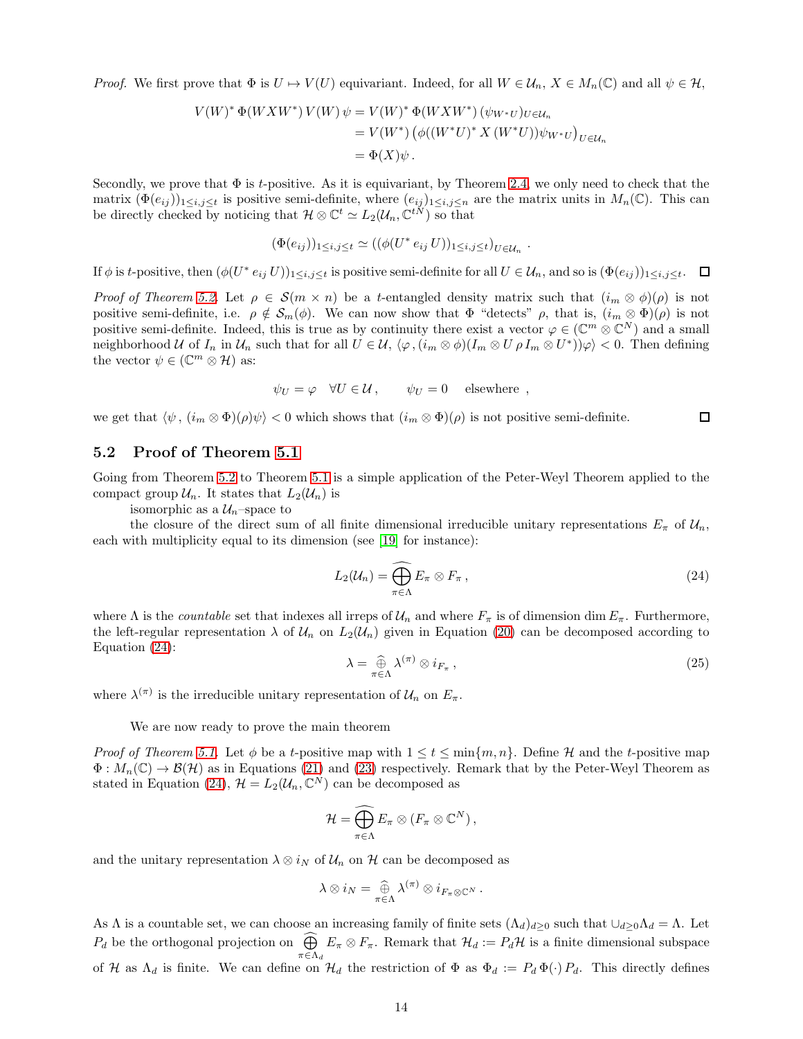*Proof.* We first prove that $\Phi$ is $U \mapsto V(U)$ equivariant. Indeed, for all $W \in \mathcal{U}_n$, $X \in M_n(\mathbb{C})$ and all $\psi \in \mathcal{H}$,

$$
\begin{aligned}
V(W)^* \,\Phi(WXW^*)\, V(W)\,\psi &= V(W)^* \,\Phi(WXW^*)\,(\psi_{W^*U})_{U\in\mathcal{U}_n} \\
&= V(W^*)\,\big(\phi((W^*U)^*\, X\,(W^*U))\psi_{W^*U}\big)_{U\in\mathcal{U}_n} \\
&= \Phi(X)\psi\,.
\end{aligned}
$$

Secondly, we prove that $\Phi$ is $t$-positive. As it is equivariant, by Theorem 2.4, we only need to check that the matrix $(\Phi(e_{ij}))_{1\le i,j\le t}$ is positive semi-definite, where $(e_{ij})_{1\le i,j\le n}$ are the matrix units in $M_n(\mathbb{C})$. This can be directly checked by noticing that $\mathcal{H}\otimes\mathbb{C}^t \simeq L_2(\mathcal{U}_n, \mathbb{C}^{tN})$ so that

$$
(\Phi(e_{ij}))_{1\le i,j\le t} \simeq ((\phi(U^*\, e_{ij}\, U))_{1\le i,j\le t})_{U\in\mathcal{U}_n}\,.
$$

If $\phi$ is $t$-positive, then $(\phi(U^*\, e_{ij}\, U))_{1\le i,j\le t}$ is positive semi-definite for all $U\in\mathcal{U}_n$, and so is $(\Phi(e_{ij}))_{1\le i,j\le t}$. $\square$

*Proof of Theorem 5.2.* Let $\rho \in \mathcal{S}(m\times n)$ be a $t$-entangled density matrix such that $(i_m\otimes\phi)(\rho)$ is not positive semi-definite, i.e. $\rho\notin\mathcal{S}_m(\phi)$. We can now show that $\Phi$ "detects" $\rho$, that is, $(i_m\otimes\Phi)(\rho)$ is not positive semi-definite. Indeed, this is true as by continuity there exist a vector $\varphi\in(\mathbb{C}^m\otimes\mathbb{C}^N)$ and a small neighborhood $\mathcal{U}$ of $I_n$ in $\mathcal{U}_n$ such that for all $U\in\mathcal{U}$, $\langle\varphi, (i_m\otimes\phi)(I_m\otimes U\,\rho\, I_m\otimes U^*)\varphi\rangle<0$. Then defining the vector $\psi\in(\mathbb{C}^m\otimes\mathcal{H})$ as:

$$
\psi_U = \varphi \quad \forall U\in\mathcal{U}\,,\qquad \psi_U = 0 \quad \text{elsewhere}\,,
$$

we get that $\langle\psi\,,\,(i_m\otimes\Phi)(\rho)\psi\rangle<0$ which shows that $(i_m\otimes\Phi)(\rho)$ is not positive semi-definite. $\square$

## 5.2 Proof of Theorem 5.1

Going from Theorem 5.2 to Theorem 5.1 is a simple application of the Peter-Weyl Theorem applied to the compact group $\mathcal{U}_n$. It states that $L_2(\mathcal{U}_n)$ is isomorphic as a $\mathcal{U}_n$–space to the closure of the direct sum of all finite dimensional irreducible unitary representations $E_\pi$ of $\mathcal{U}_n$, each with multiplicity equal to its dimension (see [19] for instance):

$$
L_2(\mathcal{U}_n) = \widehat{\bigoplus_{\pi\in\Lambda}} E_\pi\otimes F_\pi\,, \tag{24}
$$

where $\Lambda$ is the *countable* set that indexes all irreps of $\mathcal{U}_n$ and where $F_\pi$ is of dimension $\dim E_\pi$. Furthermore, the left-regular representation $\lambda$ of $\mathcal{U}_n$ on $L_2(\mathcal{U}_n)$ given in Equation (20) can be decomposed according to Equation (24):

$$
\lambda = \widehat{\bigoplus_{\pi\in\Lambda}} \lambda^{(\pi)}\otimes i_{F_\pi}\,, \tag{25}
$$

where $\lambda^{(\pi)}$ is the irreducible unitary representation of $\mathcal{U}_n$ on $E_\pi$.

We are now ready to prove the main theorem

*Proof of Theorem 5.1.* Let $\phi$ be a $t$-positive map with $1\le t\le\min\{m,n\}$. Define $\mathcal{H}$ and the $t$-positive map $\Phi: M_n(\mathbb{C})\to\mathcal{B}(\mathcal{H})$ as in Equations (21) and (23) respectively. Remark that by the Peter-Weyl Theorem as stated in Equation (24), $\mathcal{H} = L_2(\mathcal{U}_n,\mathbb{C}^N)$ can be decomposed as

$$
\mathcal{H} = \widehat{\bigoplus_{\pi\in\Lambda}} E_\pi\otimes(F_\pi\otimes\mathbb{C}^N)\,,
$$

and the unitary representation $\lambda\otimes i_N$ of $\mathcal{U}_n$ on $\mathcal{H}$ can be decomposed as

$$
\lambda\otimes i_N = \widehat{\bigoplus_{\pi\in\Lambda}} \lambda^{(\pi)}\otimes i_{F_\pi\otimes\mathbb{C}^N}\,.
$$

As $\Lambda$ is a countable set, we can choose an increasing family of finite sets $(\Lambda_d)_{d\ge0}$ such that $\cup_{d\ge0}\Lambda_d=\Lambda$. Let $P_d$ be the orthogonal projection on $\widehat{\bigoplus_{\pi\in\Lambda_d}} E_\pi\otimes F_\pi$. Remark that $\mathcal{H}_d := P_d\mathcal{H}$ is a finite dimensional subspace of $\mathcal{H}$ as $\Lambda_d$ is finite. We can define on $\mathcal{H}_d$ the restriction of $\Phi$ as $\Phi_d := P_d\,\Phi(\cdot)\,P_d$. This directly defines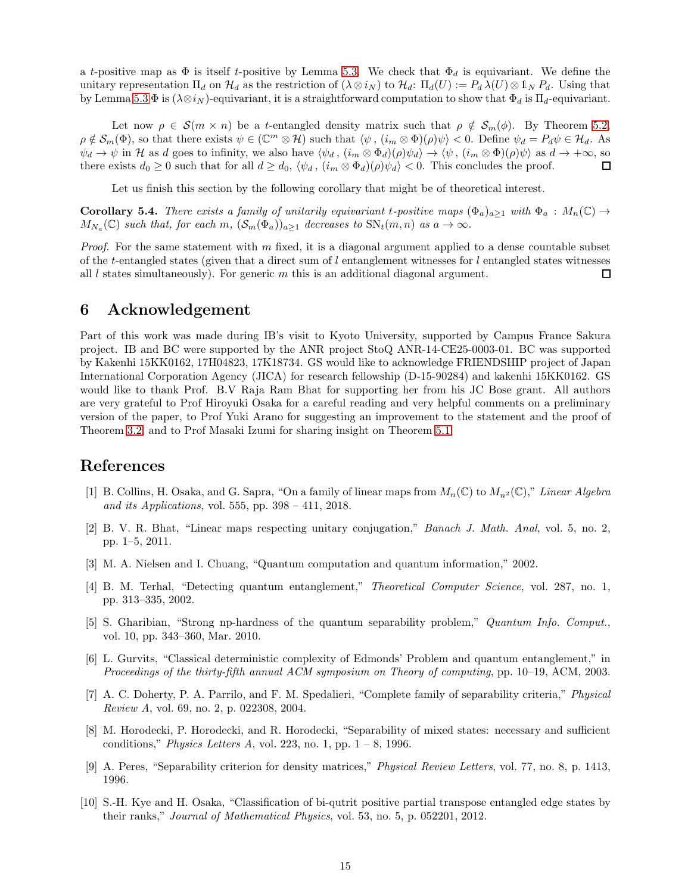a $t$-positive map as $\Phi$ is itself $t$-positive by Lemma 5.3. We check that $\Phi_d$ is equivariant. We define the unitary representation $\Pi_d$ on $\mathcal{H}_d$ as the restriction of $(\lambda \otimes i_N)$ to $\mathcal{H}_d$: $\Pi_d(U) := P_d\, \lambda(U) \otimes \mathbb{1}_N\, P_d$. Using that by Lemma 5.3 $\Phi$ is $(\lambda \otimes i_N)$-equivariant, it is a straightforward computation to show that $\Phi_d$ is $\Pi_d$-equivariant.

Let now $\rho \in \mathcal{S}(m \times n)$ be a $t$-entangled density matrix such that $\rho \notin \mathcal{S}_m(\phi)$. By Theorem 5.2, $\rho \notin \mathcal{S}_m(\Phi)$, so that there exists $\psi \in (\mathbb{C}^m \otimes \mathcal{H})$ such that $\langle \psi\,,\,(i_m \otimes \Phi)(\rho)\psi \rangle < 0$. Define $\psi_d = P_d \psi \in \mathcal{H}_d$. As $\psi_d \to \psi$ in $\mathcal{H}$ as $d$ goes to infinity, we also have $\langle \psi_d\,,\,(i_m \otimes \Phi_d)(\rho)\psi_d \rangle \to \langle \psi\,,\,(i_m \otimes \Phi)(\rho)\psi \rangle$ as $d \to +\infty$, so there exists $d_0 \geq 0$ such that for all $d \geq d_0$, $\langle \psi_d\,,\,(i_m \otimes \Phi_d)(\rho)\psi_d \rangle < 0$. This concludes the proof. $\square$

Let us finish this section by the following corollary that might be of theoretical interest.

**Corollary 5.4.** *There exists a family of unitarily equivariant $t$-positive maps $(\Phi_a)_{a \geq 1}$ with $\Phi_a : M_n(\mathbb{C}) \to M_{N_a}(\mathbb{C})$ such that, for each $m$, $(\mathcal{S}_m(\Phi_a))_{a \geq 1}$ decreases to $\mathrm{SN}_t(m,n)$ as $a \to \infty$.*

*Proof.* For the same statement with $m$ fixed, it is a diagonal argument applied to a dense countable subset of the $t$-entangled states (given that a direct sum of $l$ entanglement witnesses for $l$ entangled states witnesses all $l$ states simultaneously). For generic $m$ this is an additional diagonal argument. $\square$

## 6 Acknowledgement

Part of this work was made during IB's visit to Kyoto University, supported by Campus France Sakura project. IB and BC were supported by the ANR project StoQ ANR-14-CE25-0003-01. BC was supported by Kakenhi 15KK0162, 17H04823, 17K18734. GS would like to acknowledge FRIENDSHIP project of Japan International Corporation Agency (JICA) for research fellowship (D-15-90284) and kakenhi 15KK0162. GS would like to thank Prof. B.V Raja Ram Bhat for supporting her from his JC Bose grant. All authors are very grateful to Prof Hiroyuki Osaka for a careful reading and very helpful comments on a preliminary version of the paper, to Prof Yuki Arano for suggesting an improvement to the statement and the proof of Theorem 3.2, and to Prof Masaki Izumi for sharing insight on Theorem 5.1.

## References

[1] B. Collins, H. Osaka, and G. Sapra, "On a family of linear maps from $M_n(\mathbb{C})$ to $M_{n^2}(\mathbb{C})$," *Linear Algebra and its Applications*, vol. 555, pp. 398 – 411, 2018.

[2] B. V. R. Bhat, "Linear maps respecting unitary conjugation," *Banach J. Math. Anal*, vol. 5, no. 2, pp. 1–5, 2011.

[3] M. A. Nielsen and I. Chuang, "Quantum computation and quantum information," 2002.

[4] B. M. Terhal, "Detecting quantum entanglement," *Theoretical Computer Science*, vol. 287, no. 1, pp. 313–335, 2002.

[5] S. Gharibian, "Strong np-hardness of the quantum separability problem," *Quantum Info. Comput.*, vol. 10, pp. 343–360, Mar. 2010.

[6] L. Gurvits, "Classical deterministic complexity of Edmonds' Problem and quantum entanglement," in *Proceedings of the thirty-fifth annual ACM symposium on Theory of computing*, pp. 10–19, ACM, 2003.

[7] A. C. Doherty, P. A. Parrilo, and F. M. Spedalieri, "Complete family of separability criteria," *Physical Review A*, vol. 69, no. 2, p. 022308, 2004.

[8] M. Horodecki, P. Horodecki, and R. Horodecki, "Separability of mixed states: necessary and sufficient conditions," *Physics Letters A*, vol. 223, no. 1, pp. 1 – 8, 1996.

[9] A. Peres, "Separability criterion for density matrices," *Physical Review Letters*, vol. 77, no. 8, p. 1413, 1996.

[10] S.-H. Kye and H. Osaka, "Classification of bi-qutrit positive partial transpose entangled edge states by their ranks," *Journal of Mathematical Physics*, vol. 53, no. 5, p. 052201, 2012.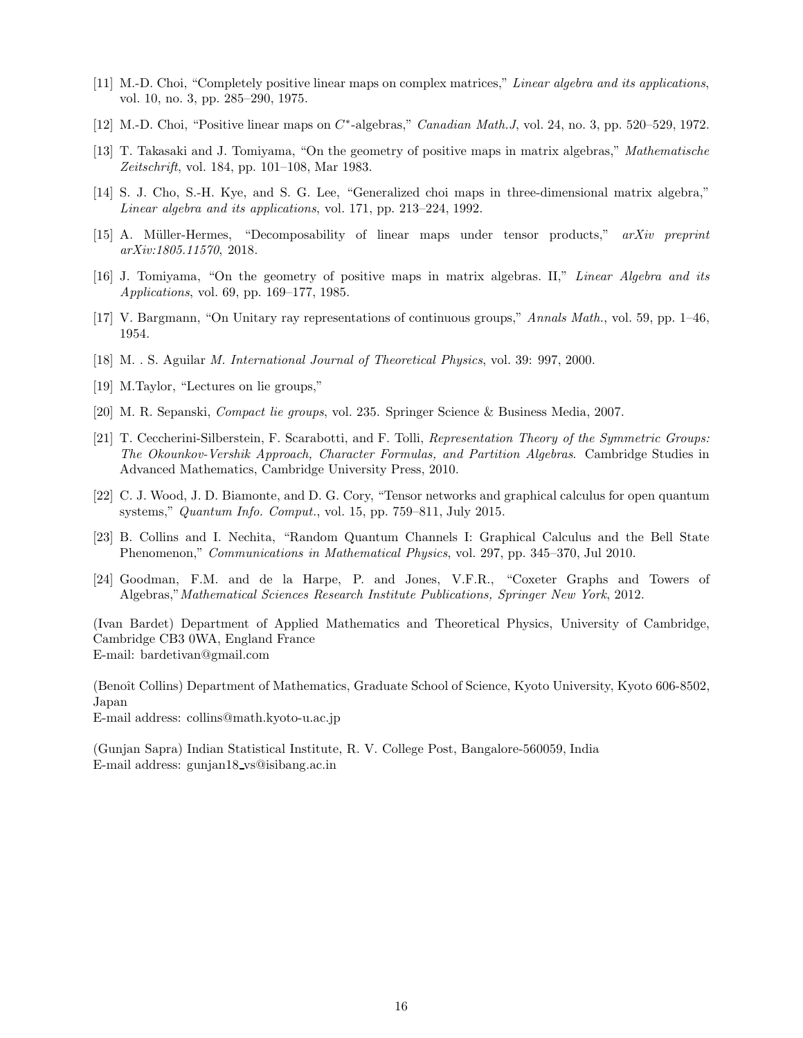[11] M.-D. Choi, "Completely positive linear maps on complex matrices," *Linear algebra and its applications*, vol. 10, no. 3, pp. 285–290, 1975.

[12] M.-D. Choi, "Positive linear maps on $C^*$-algebras," *Canadian Math.J*, vol. 24, no. 3, pp. 520–529, 1972.

[13] T. Takasaki and J. Tomiyama, "On the geometry of positive maps in matrix algebras," *Mathematische Zeitschrift*, vol. 184, pp. 101–108, Mar 1983.

[14] S. J. Cho, S.-H. Kye, and S. G. Lee, "Generalized choi maps in three-dimensional matrix algebra," *Linear algebra and its applications*, vol. 171, pp. 213–224, 1992.

[15] A. Müller-Hermes, "Decomposability of linear maps under tensor products," *arXiv preprint arXiv:1805.11570*, 2018.

[16] J. Tomiyama, "On the geometry of positive maps in matrix algebras. II," *Linear Algebra and its Applications*, vol. 69, pp. 169–177, 1985.

[17] V. Bargmann, "On Unitary ray representations of continuous groups," *Annals Math.*, vol. 59, pp. 1–46, 1954.

[18] M. . S. Aguilar *M. International Journal of Theoretical Physics*, vol. 39: 997, 2000.

[19] M.Taylor, "Lectures on lie groups,"

[20] M. R. Sepanski, *Compact lie groups*, vol. 235. Springer Science & Business Media, 2007.

[21] T. Ceccherini-Silberstein, F. Scarabotti, and F. Tolli, *Representation Theory of the Symmetric Groups: The Okounkov-Vershik Approach, Character Formulas, and Partition Algebras*. Cambridge Studies in Advanced Mathematics, Cambridge University Press, 2010.

[22] C. J. Wood, J. D. Biamonte, and D. G. Cory, "Tensor networks and graphical calculus for open quantum systems," *Quantum Info. Comput.*, vol. 15, pp. 759–811, July 2015.

[23] B. Collins and I. Nechita, "Random Quantum Channels I: Graphical Calculus and the Bell State Phenomenon," *Communications in Mathematical Physics*, vol. 297, pp. 345–370, Jul 2010.

[24] Goodman, F.M. and de la Harpe, P. and Jones, V.F.R., "Coxeter Graphs and Towers of Algebras," *Mathematical Sciences Research Institute Publications, Springer New York*, 2012.

(Ivan Bardet) Department of Applied Mathematics and Theoretical Physics, University of Cambridge, Cambridge CB3 0WA, England France
E-mail: bardetivan@gmail.com

(Benoît Collins) Department of Mathematics, Graduate School of Science, Kyoto University, Kyoto 606-8502, Japan
E-mail address: collins@math.kyoto-u.ac.jp

(Gunjan Sapra) Indian Statistical Institute, R. V. College Post, Bangalore-560059, India
E-mail address: gunjan18_vs@isibang.ac.in